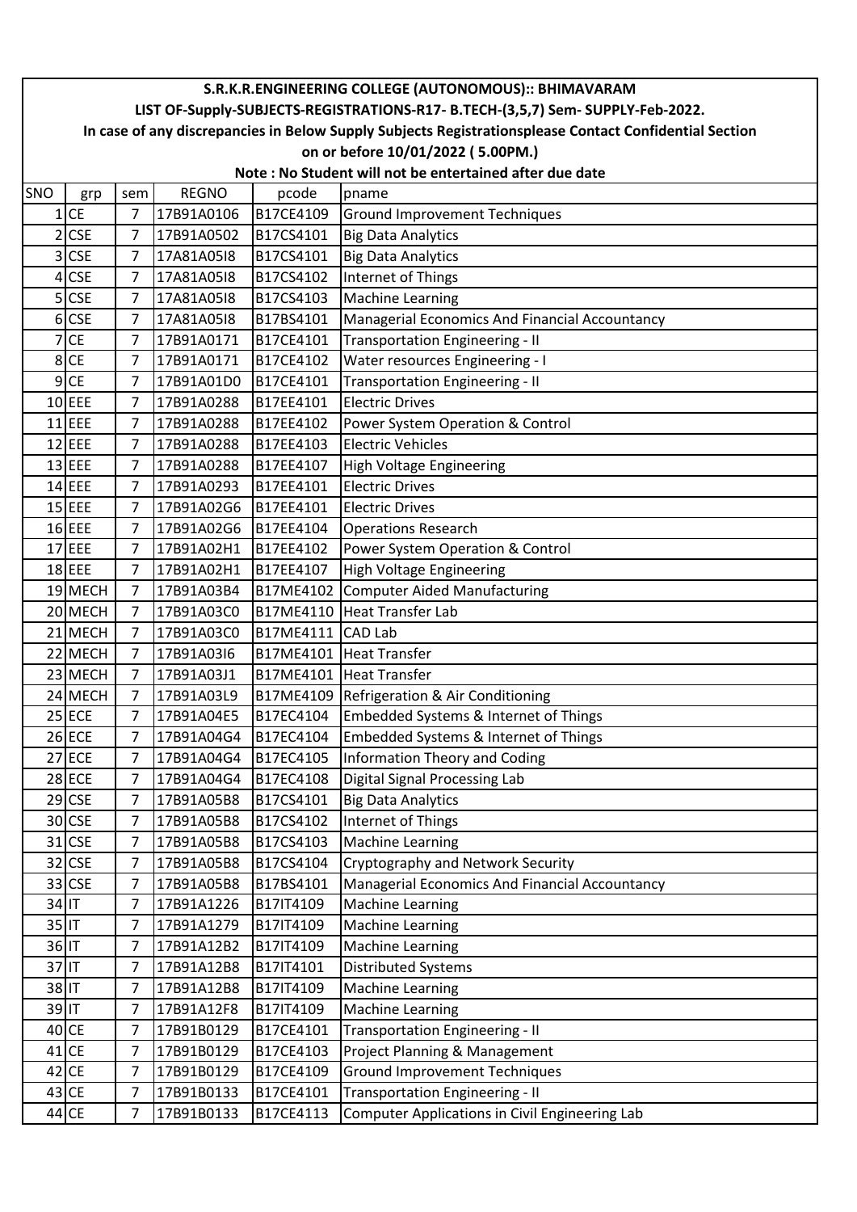**S.R.K.R.ENGINEERING COLLEGE (AUTONOMOUS):: BHIMAVARAM**

**LIST OF-Supply-SUBJECTS-REGISTRATIONS-R17- B.TECH-(3,5,7) Sem- SUPPLY-Feb-2022.**

**In case of any discrepancies in Below Supply Subjects Registrationsplease Contact Confidential Section on or before 10/01/2022 ( 5.00PM.)**

**Note : No Student will not be entertained after due date**

| SNO | grp | sem | REGNO | pcode | pname |
|---|---|---|---|---|---|
| 1 | CE | 7 | 17B91A0106 | B17CE4109 | Ground Improvement Techniques |
| 2 | CSE | 7 | 17B91A0502 | B17CS4101 | Big Data Analytics |
| 3 | CSE | 7 | 17A81A05I8 | B17CS4101 | Big Data Analytics |
| 4 | CSE | 7 | 17A81A05I8 | B17CS4102 | Internet of Things |
| 5 | CSE | 7 | 17A81A05I8 | B17CS4103 | Machine Learning |
| 6 | CSE | 7 | 17A81A05I8 | B17BS4101 | Managerial Economics And Financial Accountancy |
| 7 | CE | 7 | 17B91A0171 | B17CE4101 | Transportation Engineering - II |
| 8 | CE | 7 | 17B91A0171 | B17CE4102 | Water resources Engineering - I |
| 9 | CE | 7 | 17B91A01D0 | B17CE4101 | Transportation Engineering - II |
| 10 | EEE | 7 | 17B91A0288 | B17EE4101 | Electric Drives |
| 11 | EEE | 7 | 17B91A0288 | B17EE4102 | Power System Operation & Control |
| 12 | EEE | 7 | 17B91A0288 | B17EE4103 | Electric Vehicles |
| 13 | EEE | 7 | 17B91A0288 | B17EE4107 | High Voltage Engineering |
| 14 | EEE | 7 | 17B91A0293 | B17EE4101 | Electric Drives |
| 15 | EEE | 7 | 17B91A02G6 | B17EE4101 | Electric Drives |
| 16 | EEE | 7 | 17B91A02G6 | B17EE4104 | Operations Research |
| 17 | EEE | 7 | 17B91A02H1 | B17EE4102 | Power System Operation & Control |
| 18 | EEE | 7 | 17B91A02H1 | B17EE4107 | High Voltage Engineering |
| 19 | MECH | 7 | 17B91A03B4 | B17ME4102 | Computer Aided Manufacturing |
| 20 | MECH | 7 | 17B91A03C0 | B17ME4110 | Heat Transfer Lab |
| 21 | MECH | 7 | 17B91A03C0 | B17ME4111 | CAD Lab |
| 22 | MECH | 7 | 17B91A03I6 | B17ME4101 | Heat Transfer |
| 23 | MECH | 7 | 17B91A03J1 | B17ME4101 | Heat Transfer |
| 24 | MECH | 7 | 17B91A03L9 | B17ME4109 | Refrigeration & Air Conditioning |
| 25 | ECE | 7 | 17B91A04E5 | B17EC4104 | Embedded Systems & Internet of Things |
| 26 | ECE | 7 | 17B91A04G4 | B17EC4104 | Embedded Systems & Internet of Things |
| 27 | ECE | 7 | 17B91A04G4 | B17EC4105 | Information Theory and Coding |
| 28 | ECE | 7 | 17B91A04G4 | B17EC4108 | Digital Signal Processing Lab |
| 29 | CSE | 7 | 17B91A05B8 | B17CS4101 | Big Data Analytics |
| 30 | CSE | 7 | 17B91A05B8 | B17CS4102 | Internet of Things |
| 31 | CSE | 7 | 17B91A05B8 | B17CS4103 | Machine Learning |
| 32 | CSE | 7 | 17B91A05B8 | B17CS4104 | Cryptography and Network Security |
| 33 | CSE | 7 | 17B91A05B8 | B17BS4101 | Managerial Economics And Financial Accountancy |
| 34 | IT | 7 | 17B91A1226 | B17IT4109 | Machine Learning |
| 35 | IT | 7 | 17B91A1279 | B17IT4109 | Machine Learning |
| 36 | IT | 7 | 17B91A12B2 | B17IT4109 | Machine Learning |
| 37 | IT | 7 | 17B91A12B8 | B17IT4101 | Distributed Systems |
| 38 | IT | 7 | 17B91A12B8 | B17IT4109 | Machine Learning |
| 39 | IT | 7 | 17B91A12F8 | B17IT4109 | Machine Learning |
| 40 | CE | 7 | 17B91B0129 | B17CE4101 | Transportation Engineering - II |
| 41 | CE | 7 | 17B91B0129 | B17CE4103 | Project Planning & Management |
| 42 | CE | 7 | 17B91B0129 | B17CE4109 | Ground Improvement Techniques |
| 43 | CE | 7 | 17B91B0133 | B17CE4101 | Transportation Engineering - II |
| 44 | CE | 7 | 17B91B0133 | B17CE4113 | Computer Applications in Civil Engineering Lab |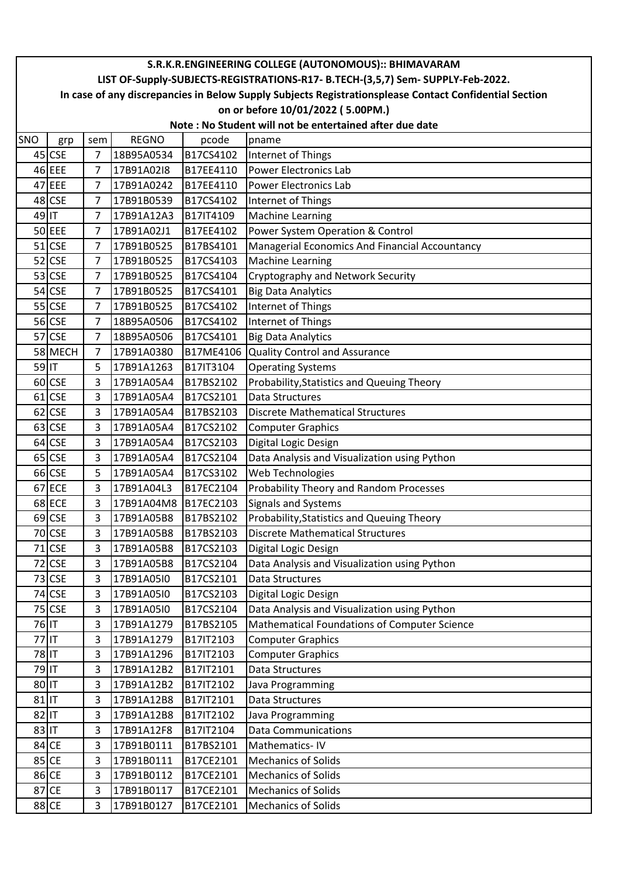S.R.K.R.ENGINEERING COLLEGE (AUTONOMOUS):: BHIMAVARAM

LIST OF-Supply-SUBJECTS-REGISTRATIONS-R17- B.TECH-(3,5,7) Sem- SUPPLY-Feb-2022.

In case of any discrepancies in Below Supply Subjects Registrationsplease Contact Confidential Section on or before 10/01/2022 ( 5.00PM.)

Note : No Student will not be entertained after due date

| SNO | grp | sem | REGNO | pcode | pname |
|---|---|---|---|---|---|
| 45 | CSE | 7 | 18B95A0534 | B17CS4102 | Internet of Things |
| 46 | EEE | 7 | 17B91A02I8 | B17EE4110 | Power Electronics Lab |
| 47 | EEE | 7 | 17B91A0242 | B17EE4110 | Power Electronics Lab |
| 48 | CSE | 7 | 17B91B0539 | B17CS4102 | Internet of Things |
| 49 | IT | 7 | 17B91A12A3 | B17IT4109 | Machine Learning |
| 50 | EEE | 7 | 17B91A02J1 | B17EE4102 | Power System Operation & Control |
| 51 | CSE | 7 | 17B91B0525 | B17BS4101 | Managerial Economics And Financial Accountancy |
| 52 | CSE | 7 | 17B91B0525 | B17CS4103 | Machine Learning |
| 53 | CSE | 7 | 17B91B0525 | B17CS4104 | Cryptography and Network Security |
| 54 | CSE | 7 | 17B91B0525 | B17CS4101 | Big Data Analytics |
| 55 | CSE | 7 | 17B91B0525 | B17CS4102 | Internet of Things |
| 56 | CSE | 7 | 18B95A0506 | B17CS4102 | Internet of Things |
| 57 | CSE | 7 | 18B95A0506 | B17CS4101 | Big Data Analytics |
| 58 | MECH | 7 | 17B91A0380 | B17ME4106 | Quality Control and Assurance |
| 59 | IT | 5 | 17B91A1263 | B17IT3104 | Operating Systems |
| 60 | CSE | 3 | 17B91A05A4 | B17BS2102 | Probability,Statistics and Queuing Theory |
| 61 | CSE | 3 | 17B91A05A4 | B17CS2101 | Data Structures |
| 62 | CSE | 3 | 17B91A05A4 | B17BS2103 | Discrete Mathematical Structures |
| 63 | CSE | 3 | 17B91A05A4 | B17CS2102 | Computer Graphics |
| 64 | CSE | 3 | 17B91A05A4 | B17CS2103 | Digital Logic Design |
| 65 | CSE | 3 | 17B91A05A4 | B17CS2104 | Data Analysis and Visualization using Python |
| 66 | CSE | 5 | 17B91A05A4 | B17CS3102 | Web Technologies |
| 67 | ECE | 3 | 17B91A04L3 | B17EC2104 | Probability Theory and Random Processes |
| 68 | ECE | 3 | 17B91A04M8 | B17EC2103 | Signals and Systems |
| 69 | CSE | 3 | 17B91A05B8 | B17BS2102 | Probability,Statistics and Queuing Theory |
| 70 | CSE | 3 | 17B91A05B8 | B17BS2103 | Discrete Mathematical Structures |
| 71 | CSE | 3 | 17B91A05B8 | B17CS2103 | Digital Logic Design |
| 72 | CSE | 3 | 17B91A05B8 | B17CS2104 | Data Analysis and Visualization using Python |
| 73 | CSE | 3 | 17B91A05I0 | B17CS2101 | Data Structures |
| 74 | CSE | 3 | 17B91A05I0 | B17CS2103 | Digital Logic Design |
| 75 | CSE | 3 | 17B91A05I0 | B17CS2104 | Data Analysis and Visualization using Python |
| 76 | IT | 3 | 17B91A1279 | B17BS2105 | Mathematical Foundations of Computer Science |
| 77 | IT | 3 | 17B91A1279 | B17IT2103 | Computer Graphics |
| 78 | IT | 3 | 17B91A1296 | B17IT2103 | Computer Graphics |
| 79 | IT | 3 | 17B91A12B2 | B17IT2101 | Data Structures |
| 80 | IT | 3 | 17B91A12B2 | B17IT2102 | Java Programming |
| 81 | IT | 3 | 17B91A12B8 | B17IT2101 | Data Structures |
| 82 | IT | 3 | 17B91A12B8 | B17IT2102 | Java Programming |
| 83 | IT | 3 | 17B91A12F8 | B17IT2104 | Data Communications |
| 84 | CE | 3 | 17B91B0111 | B17BS2101 | Mathematics- IV |
| 85 | CE | 3 | 17B91B0111 | B17CE2101 | Mechanics of Solids |
| 86 | CE | 3 | 17B91B0112 | B17CE2101 | Mechanics of Solids |
| 87 | CE | 3 | 17B91B0117 | B17CE2101 | Mechanics of Solids |
| 88 | CE | 3 | 17B91B0127 | B17CE2101 | Mechanics of Solids |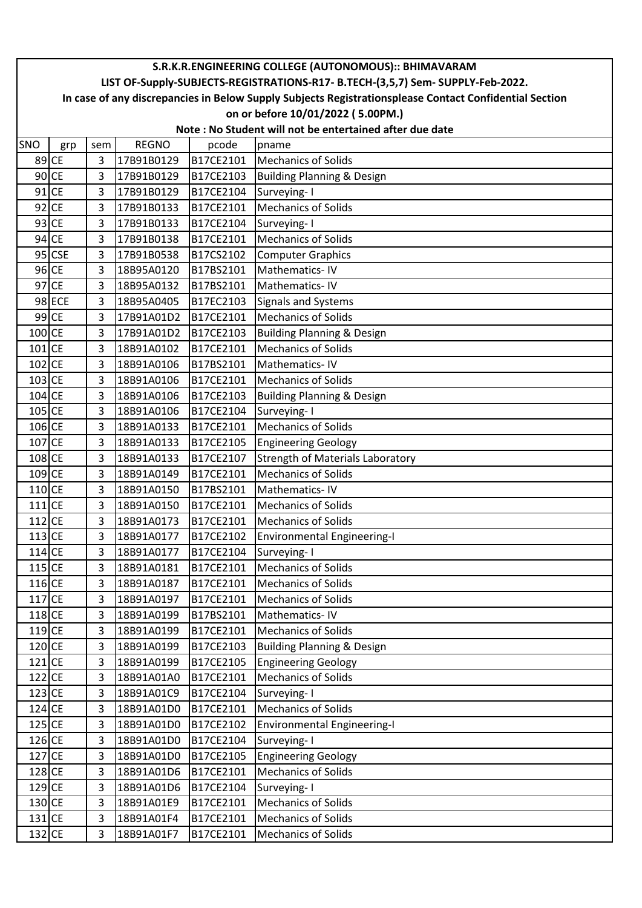# S.R.K.R.ENGINEERING COLLEGE (AUTONOMOUS):: BHIMAVARAM

## LIST OF-Supply-SUBJECTS-REGISTRATIONS-R17- B.TECH-(3,5,7) Sem- SUPPLY-Feb-2022.

**In case of any discrepancies in Below Supply Subjects Registrationsplease Contact Confidential Section on or before 10/01/2022 ( 5.00PM.)**

**Note : No Student will not be entertained after due date**

| SNO | grp | sem | REGNO | pcode | pname |
|---|---|---|---|---|---|
| 89 | CE | 3 | 17B91B0129 | B17CE2101 | Mechanics of Solids |
| 90 | CE | 3 | 17B91B0129 | B17CE2103 | Building Planning & Design |
| 91 | CE | 3 | 17B91B0129 | B17CE2104 | Surveying- I |
| 92 | CE | 3 | 17B91B0133 | B17CE2101 | Mechanics of Solids |
| 93 | CE | 3 | 17B91B0133 | B17CE2104 | Surveying- I |
| 94 | CE | 3 | 17B91B0138 | B17CE2101 | Mechanics of Solids |
| 95 | CSE | 3 | 17B91B0538 | B17CS2102 | Computer Graphics |
| 96 | CE | 3 | 18B95A0120 | B17BS2101 | Mathematics- IV |
| 97 | CE | 3 | 18B95A0132 | B17BS2101 | Mathematics- IV |
| 98 | ECE | 3 | 18B95A0405 | B17EC2103 | Signals and Systems |
| 99 | CE | 3 | 17B91A01D2 | B17CE2101 | Mechanics of Solids |
| 100 | CE | 3 | 17B91A01D2 | B17CE2103 | Building Planning & Design |
| 101 | CE | 3 | 18B91A0102 | B17CE2101 | Mechanics of Solids |
| 102 | CE | 3 | 18B91A0106 | B17BS2101 | Mathematics- IV |
| 103 | CE | 3 | 18B91A0106 | B17CE2101 | Mechanics of Solids |
| 104 | CE | 3 | 18B91A0106 | B17CE2103 | Building Planning & Design |
| 105 | CE | 3 | 18B91A0106 | B17CE2104 | Surveying- I |
| 106 | CE | 3 | 18B91A0133 | B17CE2101 | Mechanics of Solids |
| 107 | CE | 3 | 18B91A0133 | B17CE2105 | Engineering Geology |
| 108 | CE | 3 | 18B91A0133 | B17CE2107 | Strength of Materials Laboratory |
| 109 | CE | 3 | 18B91A0149 | B17CE2101 | Mechanics of Solids |
| 110 | CE | 3 | 18B91A0150 | B17BS2101 | Mathematics- IV |
| 111 | CE | 3 | 18B91A0150 | B17CE2101 | Mechanics of Solids |
| 112 | CE | 3 | 18B91A0173 | B17CE2101 | Mechanics of Solids |
| 113 | CE | 3 | 18B91A0177 | B17CE2102 | Environmental Engineering-I |
| 114 | CE | 3 | 18B91A0177 | B17CE2104 | Surveying- I |
| 115 | CE | 3 | 18B91A0181 | B17CE2101 | Mechanics of Solids |
| 116 | CE | 3 | 18B91A0187 | B17CE2101 | Mechanics of Solids |
| 117 | CE | 3 | 18B91A0197 | B17CE2101 | Mechanics of Solids |
| 118 | CE | 3 | 18B91A0199 | B17BS2101 | Mathematics- IV |
| 119 | CE | 3 | 18B91A0199 | B17CE2101 | Mechanics of Solids |
| 120 | CE | 3 | 18B91A0199 | B17CE2103 | Building Planning & Design |
| 121 | CE | 3 | 18B91A0199 | B17CE2105 | Engineering Geology |
| 122 | CE | 3 | 18B91A01A0 | B17CE2101 | Mechanics of Solids |
| 123 | CE | 3 | 18B91A01C9 | B17CE2104 | Surveying- I |
| 124 | CE | 3 | 18B91A01D0 | B17CE2101 | Mechanics of Solids |
| 125 | CE | 3 | 18B91A01D0 | B17CE2102 | Environmental Engineering-I |
| 126 | CE | 3 | 18B91A01D0 | B17CE2104 | Surveying- I |
| 127 | CE | 3 | 18B91A01D0 | B17CE2105 | Engineering Geology |
| 128 | CE | 3 | 18B91A01D6 | B17CE2101 | Mechanics of Solids |
| 129 | CE | 3 | 18B91A01D6 | B17CE2104 | Surveying- I |
| 130 | CE | 3 | 18B91A01E9 | B17CE2101 | Mechanics of Solids |
| 131 | CE | 3 | 18B91A01F4 | B17CE2101 | Mechanics of Solids |
| 132 | CE | 3 | 18B91A01F7 | B17CE2101 | Mechanics of Solids |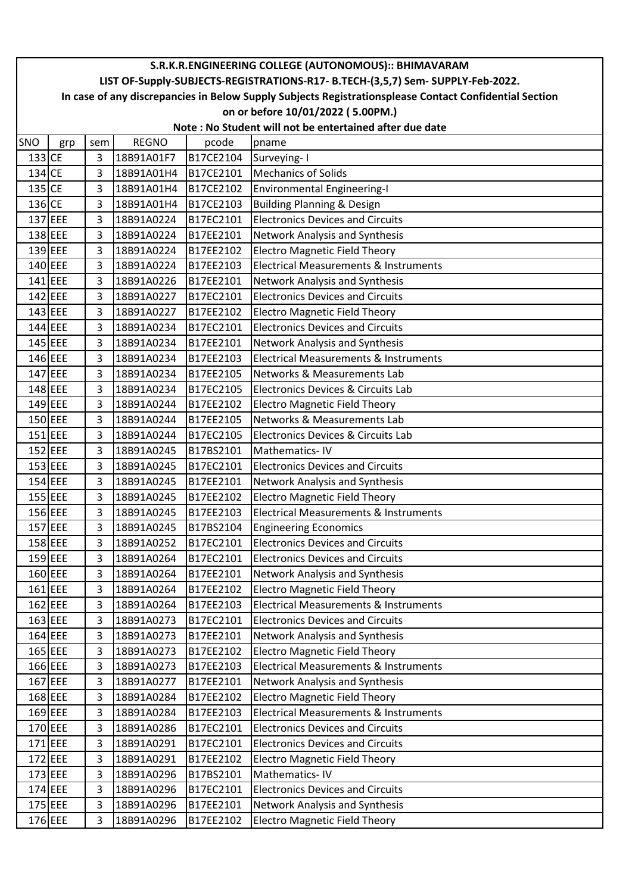# S.R.K.R.ENGINEERING COLLEGE (AUTONOMOUS):: BHIMAVARAM

## LIST OF-Supply-SUBJECTS-REGISTRATIONS-R17- B.TECH-(3,5,7) Sem- SUPPLY-Feb-2022.

**In case of any discrepancies in Below Supply Subjects Registrationsplease Contact Confidential Section on or before 10/01/2022 ( 5.00PM.)**

**Note : No Student will not be entertained after due date**

| SNO | grp | sem | REGNO | pcode | pname |
|---|---|---|---|---|---|
| 133 | CE | 3 | 18B91A01F7 | B17CE2104 | Surveying- I |
| 134 | CE | 3 | 18B91A01H4 | B17CE2101 | Mechanics of Solids |
| 135 | CE | 3 | 18B91A01H4 | B17CE2102 | Environmental Engineering-I |
| 136 | CE | 3 | 18B91A01H4 | B17CE2103 | Building Planning & Design |
| 137 | EEE | 3 | 18B91A0224 | B17EC2101 | Electronics Devices and Circuits |
| 138 | EEE | 3 | 18B91A0224 | B17EE2101 | Network Analysis and Synthesis |
| 139 | EEE | 3 | 18B91A0224 | B17EE2102 | Electro Magnetic Field Theory |
| 140 | EEE | 3 | 18B91A0224 | B17EE2103 | Electrical Measurements & Instruments |
| 141 | EEE | 3 | 18B91A0226 | B17EE2101 | Network Analysis and Synthesis |
| 142 | EEE | 3 | 18B91A0227 | B17EC2101 | Electronics Devices and Circuits |
| 143 | EEE | 3 | 18B91A0227 | B17EE2102 | Electro Magnetic Field Theory |
| 144 | EEE | 3 | 18B91A0234 | B17EC2101 | Electronics Devices and Circuits |
| 145 | EEE | 3 | 18B91A0234 | B17EE2101 | Network Analysis and Synthesis |
| 146 | EEE | 3 | 18B91A0234 | B17EE2103 | Electrical Measurements & Instruments |
| 147 | EEE | 3 | 18B91A0234 | B17EE2105 | Networks & Measurements Lab |
| 148 | EEE | 3 | 18B91A0234 | B17EC2105 | Electronics Devices & Circuits Lab |
| 149 | EEE | 3 | 18B91A0244 | B17EE2102 | Electro Magnetic Field Theory |
| 150 | EEE | 3 | 18B91A0244 | B17EE2105 | Networks & Measurements Lab |
| 151 | EEE | 3 | 18B91A0244 | B17EC2105 | Electronics Devices & Circuits Lab |
| 152 | EEE | 3 | 18B91A0245 | B17BS2101 | Mathematics- IV |
| 153 | EEE | 3 | 18B91A0245 | B17EC2101 | Electronics Devices and Circuits |
| 154 | EEE | 3 | 18B91A0245 | B17EE2101 | Network Analysis and Synthesis |
| 155 | EEE | 3 | 18B91A0245 | B17EE2102 | Electro Magnetic Field Theory |
| 156 | EEE | 3 | 18B91A0245 | B17EE2103 | Electrical Measurements & Instruments |
| 157 | EEE | 3 | 18B91A0245 | B17BS2104 | Engineering Economics |
| 158 | EEE | 3 | 18B91A0252 | B17EC2101 | Electronics Devices and Circuits |
| 159 | EEE | 3 | 18B91A0264 | B17EC2101 | Electronics Devices and Circuits |
| 160 | EEE | 3 | 18B91A0264 | B17EE2101 | Network Analysis and Synthesis |
| 161 | EEE | 3 | 18B91A0264 | B17EE2102 | Electro Magnetic Field Theory |
| 162 | EEE | 3 | 18B91A0264 | B17EE2103 | Electrical Measurements & Instruments |
| 163 | EEE | 3 | 18B91A0273 | B17EC2101 | Electronics Devices and Circuits |
| 164 | EEE | 3 | 18B91A0273 | B17EE2101 | Network Analysis and Synthesis |
| 165 | EEE | 3 | 18B91A0273 | B17EE2102 | Electro Magnetic Field Theory |
| 166 | EEE | 3 | 18B91A0273 | B17EE2103 | Electrical Measurements & Instruments |
| 167 | EEE | 3 | 18B91A0277 | B17EE2101 | Network Analysis and Synthesis |
| 168 | EEE | 3 | 18B91A0284 | B17EE2102 | Electro Magnetic Field Theory |
| 169 | EEE | 3 | 18B91A0284 | B17EE2103 | Electrical Measurements & Instruments |
| 170 | EEE | 3 | 18B91A0286 | B17EC2101 | Electronics Devices and Circuits |
| 171 | EEE | 3 | 18B91A0291 | B17EC2101 | Electronics Devices and Circuits |
| 172 | EEE | 3 | 18B91A0291 | B17EE2102 | Electro Magnetic Field Theory |
| 173 | EEE | 3 | 18B91A0296 | B17BS2101 | Mathematics- IV |
| 174 | EEE | 3 | 18B91A0296 | B17EC2101 | Electronics Devices and Circuits |
| 175 | EEE | 3 | 18B91A0296 | B17EE2101 | Network Analysis and Synthesis |
| 176 | EEE | 3 | 18B91A0296 | B17EE2102 | Electro Magnetic Field Theory |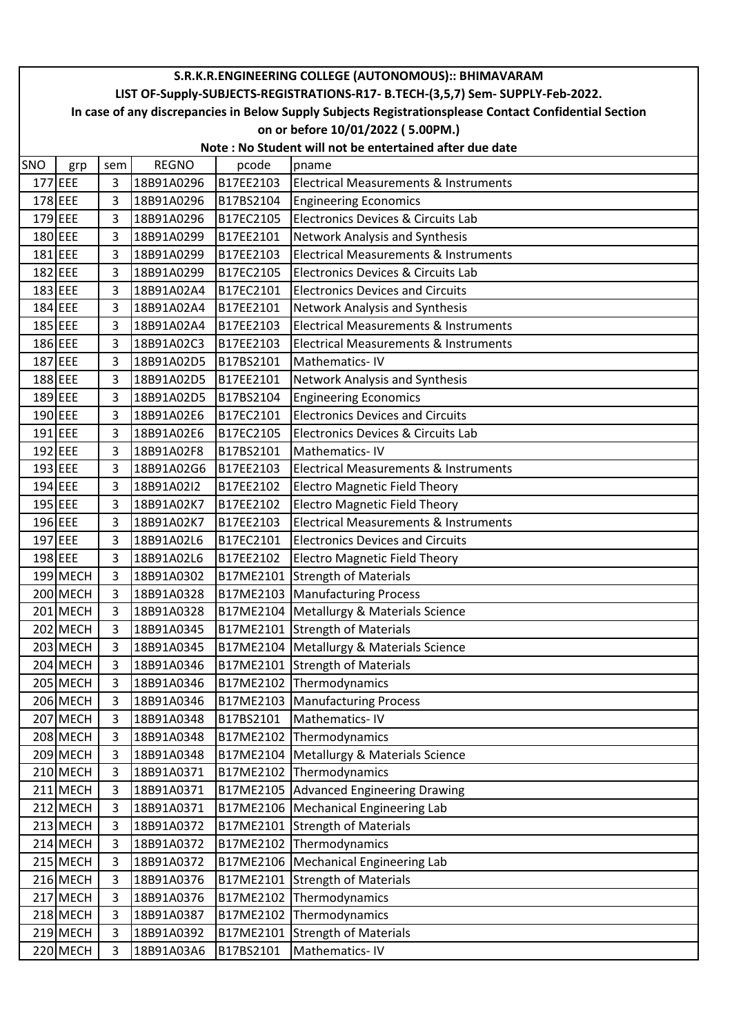# S.R.K.R.ENGINEERING COLLEGE (AUTONOMOUS):: BHIMAVARAM

## LIST OF-Supply-SUBJECTS-REGISTRATIONS-R17- B.TECH-(3,5,7) Sem- SUPPLY-Feb-2022.

**In case of any discrepancies in Below Supply Subjects Registrationsplease Contact Confidential Section on or before 10/01/2022 ( 5.00PM.)**

**Note : No Student will not be entertained after due date**

| SNO | grp | sem | REGNO | pcode | pname |
|---|---|---|---|---|---|
| 177 | EEE | 3 | 18B91A0296 | B17EE2103 | Electrical Measurements & Instruments |
| 178 | EEE | 3 | 18B91A0296 | B17BS2104 | Engineering Economics |
| 179 | EEE | 3 | 18B91A0296 | B17EC2105 | Electronics Devices & Circuits Lab |
| 180 | EEE | 3 | 18B91A0299 | B17EE2101 | Network Analysis and Synthesis |
| 181 | EEE | 3 | 18B91A0299 | B17EE2103 | Electrical Measurements & Instruments |
| 182 | EEE | 3 | 18B91A0299 | B17EC2105 | Electronics Devices & Circuits Lab |
| 183 | EEE | 3 | 18B91A02A4 | B17EC2101 | Electronics Devices and Circuits |
| 184 | EEE | 3 | 18B91A02A4 | B17EE2101 | Network Analysis and Synthesis |
| 185 | EEE | 3 | 18B91A02A4 | B17EE2103 | Electrical Measurements & Instruments |
| 186 | EEE | 3 | 18B91A02C3 | B17EE2103 | Electrical Measurements & Instruments |
| 187 | EEE | 3 | 18B91A02D5 | B17BS2101 | Mathematics- IV |
| 188 | EEE | 3 | 18B91A02D5 | B17EE2101 | Network Analysis and Synthesis |
| 189 | EEE | 3 | 18B91A02D5 | B17BS2104 | Engineering Economics |
| 190 | EEE | 3 | 18B91A02E6 | B17EC2101 | Electronics Devices and Circuits |
| 191 | EEE | 3 | 18B91A02E6 | B17EC2105 | Electronics Devices & Circuits Lab |
| 192 | EEE | 3 | 18B91A02F8 | B17BS2101 | Mathematics- IV |
| 193 | EEE | 3 | 18B91A02G6 | B17EE2103 | Electrical Measurements & Instruments |
| 194 | EEE | 3 | 18B91A02I2 | B17EE2102 | Electro Magnetic Field Theory |
| 195 | EEE | 3 | 18B91A02K7 | B17EE2102 | Electro Magnetic Field Theory |
| 196 | EEE | 3 | 18B91A02K7 | B17EE2103 | Electrical Measurements & Instruments |
| 197 | EEE | 3 | 18B91A02L6 | B17EC2101 | Electronics Devices and Circuits |
| 198 | EEE | 3 | 18B91A02L6 | B17EE2102 | Electro Magnetic Field Theory |
| 199 | MECH | 3 | 18B91A0302 | B17ME2101 | Strength of Materials |
| 200 | MECH | 3 | 18B91A0328 | B17ME2103 | Manufacturing Process |
| 201 | MECH | 3 | 18B91A0328 | B17ME2104 | Metallurgy & Materials Science |
| 202 | MECH | 3 | 18B91A0345 | B17ME2101 | Strength of Materials |
| 203 | MECH | 3 | 18B91A0345 | B17ME2104 | Metallurgy & Materials Science |
| 204 | MECH | 3 | 18B91A0346 | B17ME2101 | Strength of Materials |
| 205 | MECH | 3 | 18B91A0346 | B17ME2102 | Thermodynamics |
| 206 | MECH | 3 | 18B91A0346 | B17ME2103 | Manufacturing Process |
| 207 | MECH | 3 | 18B91A0348 | B17BS2101 | Mathematics- IV |
| 208 | MECH | 3 | 18B91A0348 | B17ME2102 | Thermodynamics |
| 209 | MECH | 3 | 18B91A0348 | B17ME2104 | Metallurgy & Materials Science |
| 210 | MECH | 3 | 18B91A0371 | B17ME2102 | Thermodynamics |
| 211 | MECH | 3 | 18B91A0371 | B17ME2105 | Advanced Engineering Drawing |
| 212 | MECH | 3 | 18B91A0371 | B17ME2106 | Mechanical Engineering Lab |
| 213 | MECH | 3 | 18B91A0372 | B17ME2101 | Strength of Materials |
| 214 | MECH | 3 | 18B91A0372 | B17ME2102 | Thermodynamics |
| 215 | MECH | 3 | 18B91A0372 | B17ME2106 | Mechanical Engineering Lab |
| 216 | MECH | 3 | 18B91A0376 | B17ME2101 | Strength of Materials |
| 217 | MECH | 3 | 18B91A0376 | B17ME2102 | Thermodynamics |
| 218 | MECH | 3 | 18B91A0387 | B17ME2102 | Thermodynamics |
| 219 | MECH | 3 | 18B91A0392 | B17ME2101 | Strength of Materials |
| 220 | MECH | 3 | 18B91A03A6 | B17BS2101 | Mathematics- IV |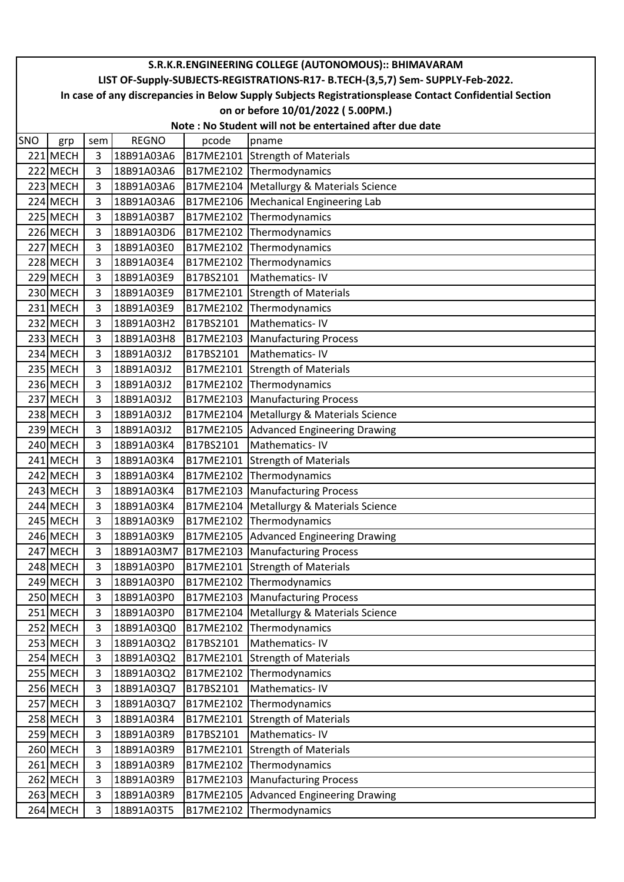# S.R.K.R.ENGINEERING COLLEGE (AUTONOMOUS):: BHIMAVARAM

## LIST OF-Supply-SUBJECTS-REGISTRATIONS-R17- B.TECH-(3,5,7) Sem- SUPPLY-Feb-2022.

**In case of any discrepancies in Below Supply Subjects Registrationsplease Contact Confidential Section on or before 10/01/2022 ( 5.00PM.)**

**Note : No Student will not be entertained after due date**

| SNO | grp | sem | REGNO | pcode | pname |
|---|---|---|---|---|---|
| 221 | MECH | 3 | 18B91A03A6 | B17ME2101 | Strength of Materials |
| 222 | MECH | 3 | 18B91A03A6 | B17ME2102 | Thermodynamics |
| 223 | MECH | 3 | 18B91A03A6 | B17ME2104 | Metallurgy & Materials Science |
| 224 | MECH | 3 | 18B91A03A6 | B17ME2106 | Mechanical Engineering Lab |
| 225 | MECH | 3 | 18B91A03B7 | B17ME2102 | Thermodynamics |
| 226 | MECH | 3 | 18B91A03D6 | B17ME2102 | Thermodynamics |
| 227 | MECH | 3 | 18B91A03E0 | B17ME2102 | Thermodynamics |
| 228 | MECH | 3 | 18B91A03E4 | B17ME2102 | Thermodynamics |
| 229 | MECH | 3 | 18B91A03E9 | B17BS2101 | Mathematics- IV |
| 230 | MECH | 3 | 18B91A03E9 | B17ME2101 | Strength of Materials |
| 231 | MECH | 3 | 18B91A03E9 | B17ME2102 | Thermodynamics |
| 232 | MECH | 3 | 18B91A03H2 | B17BS2101 | Mathematics- IV |
| 233 | MECH | 3 | 18B91A03H8 | B17ME2103 | Manufacturing Process |
| 234 | MECH | 3 | 18B91A03J2 | B17BS2101 | Mathematics- IV |
| 235 | MECH | 3 | 18B91A03J2 | B17ME2101 | Strength of Materials |
| 236 | MECH | 3 | 18B91A03J2 | B17ME2102 | Thermodynamics |
| 237 | MECH | 3 | 18B91A03J2 | B17ME2103 | Manufacturing Process |
| 238 | MECH | 3 | 18B91A03J2 | B17ME2104 | Metallurgy & Materials Science |
| 239 | MECH | 3 | 18B91A03J2 | B17ME2105 | Advanced Engineering Drawing |
| 240 | MECH | 3 | 18B91A03K4 | B17BS2101 | Mathematics- IV |
| 241 | MECH | 3 | 18B91A03K4 | B17ME2101 | Strength of Materials |
| 242 | MECH | 3 | 18B91A03K4 | B17ME2102 | Thermodynamics |
| 243 | MECH | 3 | 18B91A03K4 | B17ME2103 | Manufacturing Process |
| 244 | MECH | 3 | 18B91A03K4 | B17ME2104 | Metallurgy & Materials Science |
| 245 | MECH | 3 | 18B91A03K9 | B17ME2102 | Thermodynamics |
| 246 | MECH | 3 | 18B91A03K9 | B17ME2105 | Advanced Engineering Drawing |
| 247 | MECH | 3 | 18B91A03M7 | B17ME2103 | Manufacturing Process |
| 248 | MECH | 3 | 18B91A03P0 | B17ME2101 | Strength of Materials |
| 249 | MECH | 3 | 18B91A03P0 | B17ME2102 | Thermodynamics |
| 250 | MECH | 3 | 18B91A03P0 | B17ME2103 | Manufacturing Process |
| 251 | MECH | 3 | 18B91A03P0 | B17ME2104 | Metallurgy & Materials Science |
| 252 | MECH | 3 | 18B91A03Q0 | B17ME2102 | Thermodynamics |
| 253 | MECH | 3 | 18B91A03Q2 | B17BS2101 | Mathematics- IV |
| 254 | MECH | 3 | 18B91A03Q2 | B17ME2101 | Strength of Materials |
| 255 | MECH | 3 | 18B91A03Q2 | B17ME2102 | Thermodynamics |
| 256 | MECH | 3 | 18B91A03Q7 | B17BS2101 | Mathematics- IV |
| 257 | MECH | 3 | 18B91A03Q7 | B17ME2102 | Thermodynamics |
| 258 | MECH | 3 | 18B91A03R4 | B17ME2101 | Strength of Materials |
| 259 | MECH | 3 | 18B91A03R9 | B17BS2101 | Mathematics- IV |
| 260 | MECH | 3 | 18B91A03R9 | B17ME2101 | Strength of Materials |
| 261 | MECH | 3 | 18B91A03R9 | B17ME2102 | Thermodynamics |
| 262 | MECH | 3 | 18B91A03R9 | B17ME2103 | Manufacturing Process |
| 263 | MECH | 3 | 18B91A03R9 | B17ME2105 | Advanced Engineering Drawing |
| 264 | MECH | 3 | 18B91A03T5 | B17ME2102 | Thermodynamics |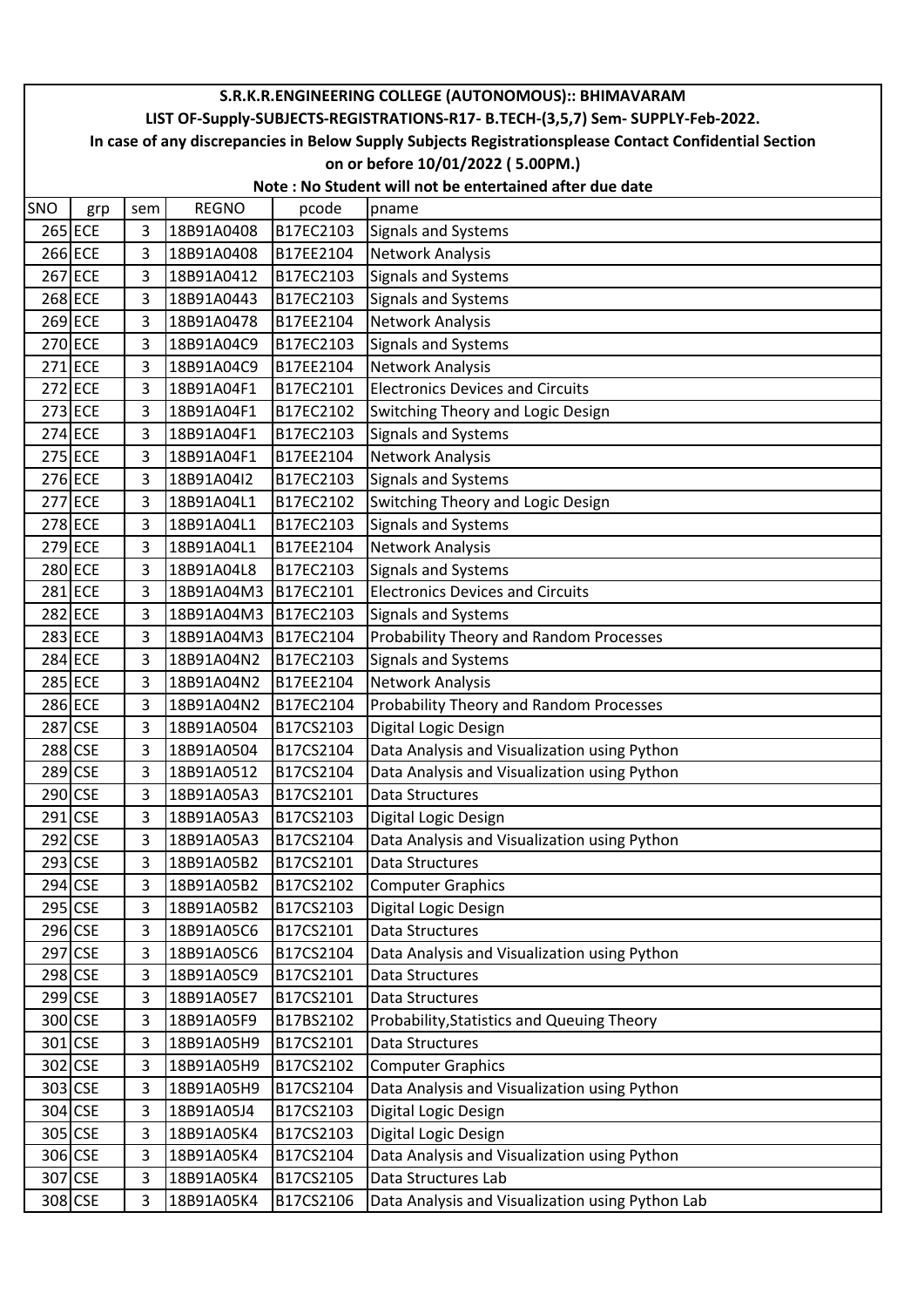**S.R.K.R.ENGINEERING COLLEGE (AUTONOMOUS):: BHIMAVARAM**

**LIST OF-Supply-SUBJECTS-REGISTRATIONS-R17- B.TECH-(3,5,7) Sem- SUPPLY-Feb-2022.**

**In case of any discrepancies in Below Supply Subjects Registrationsplease Contact Confidential Section on or before 10/01/2022 ( 5.00PM.)**

**Note : No Student will not be entertained after due date**

| SNO | grp | sem | REGNO | pcode | pname |
|---|---|---|---|---|---|
| 265 | ECE | 3 | 18B91A0408 | B17EC2103 | Signals and Systems |
| 266 | ECE | 3 | 18B91A0408 | B17EE2104 | Network Analysis |
| 267 | ECE | 3 | 18B91A0412 | B17EC2103 | Signals and Systems |
| 268 | ECE | 3 | 18B91A0443 | B17EC2103 | Signals and Systems |
| 269 | ECE | 3 | 18B91A0478 | B17EE2104 | Network Analysis |
| 270 | ECE | 3 | 18B91A04C9 | B17EC2103 | Signals and Systems |
| 271 | ECE | 3 | 18B91A04C9 | B17EE2104 | Network Analysis |
| 272 | ECE | 3 | 18B91A04F1 | B17EC2101 | Electronics Devices and Circuits |
| 273 | ECE | 3 | 18B91A04F1 | B17EC2102 | Switching Theory and Logic Design |
| 274 | ECE | 3 | 18B91A04F1 | B17EC2103 | Signals and Systems |
| 275 | ECE | 3 | 18B91A04F1 | B17EE2104 | Network Analysis |
| 276 | ECE | 3 | 18B91A04I2 | B17EC2103 | Signals and Systems |
| 277 | ECE | 3 | 18B91A04L1 | B17EC2102 | Switching Theory and Logic Design |
| 278 | ECE | 3 | 18B91A04L1 | B17EC2103 | Signals and Systems |
| 279 | ECE | 3 | 18B91A04L1 | B17EE2104 | Network Analysis |
| 280 | ECE | 3 | 18B91A04L8 | B17EC2103 | Signals and Systems |
| 281 | ECE | 3 | 18B91A04M3 | B17EC2101 | Electronics Devices and Circuits |
| 282 | ECE | 3 | 18B91A04M3 | B17EC2103 | Signals and Systems |
| 283 | ECE | 3 | 18B91A04M3 | B17EC2104 | Probability Theory and Random Processes |
| 284 | ECE | 3 | 18B91A04N2 | B17EC2103 | Signals and Systems |
| 285 | ECE | 3 | 18B91A04N2 | B17EE2104 | Network Analysis |
| 286 | ECE | 3 | 18B91A04N2 | B17EC2104 | Probability Theory and Random Processes |
| 287 | CSE | 3 | 18B91A0504 | B17CS2103 | Digital Logic Design |
| 288 | CSE | 3 | 18B91A0504 | B17CS2104 | Data Analysis and Visualization using Python |
| 289 | CSE | 3 | 18B91A0512 | B17CS2104 | Data Analysis and Visualization using Python |
| 290 | CSE | 3 | 18B91A05A3 | B17CS2101 | Data Structures |
| 291 | CSE | 3 | 18B91A05A3 | B17CS2103 | Digital Logic Design |
| 292 | CSE | 3 | 18B91A05A3 | B17CS2104 | Data Analysis and Visualization using Python |
| 293 | CSE | 3 | 18B91A05B2 | B17CS2101 | Data Structures |
| 294 | CSE | 3 | 18B91A05B2 | B17CS2102 | Computer Graphics |
| 295 | CSE | 3 | 18B91A05B2 | B17CS2103 | Digital Logic Design |
| 296 | CSE | 3 | 18B91A05C6 | B17CS2101 | Data Structures |
| 297 | CSE | 3 | 18B91A05C6 | B17CS2104 | Data Analysis and Visualization using Python |
| 298 | CSE | 3 | 18B91A05C9 | B17CS2101 | Data Structures |
| 299 | CSE | 3 | 18B91A05E7 | B17CS2101 | Data Structures |
| 300 | CSE | 3 | 18B91A05F9 | B17BS2102 | Probability,Statistics and Queuing Theory |
| 301 | CSE | 3 | 18B91A05H9 | B17CS2101 | Data Structures |
| 302 | CSE | 3 | 18B91A05H9 | B17CS2102 | Computer Graphics |
| 303 | CSE | 3 | 18B91A05H9 | B17CS2104 | Data Analysis and Visualization using Python |
| 304 | CSE | 3 | 18B91A05J4 | B17CS2103 | Digital Logic Design |
| 305 | CSE | 3 | 18B91A05K4 | B17CS2103 | Digital Logic Design |
| 306 | CSE | 3 | 18B91A05K4 | B17CS2104 | Data Analysis and Visualization using Python |
| 307 | CSE | 3 | 18B91A05K4 | B17CS2105 | Data Structures Lab |
| 308 | CSE | 3 | 18B91A05K4 | B17CS2106 | Data Analysis and Visualization using Python Lab |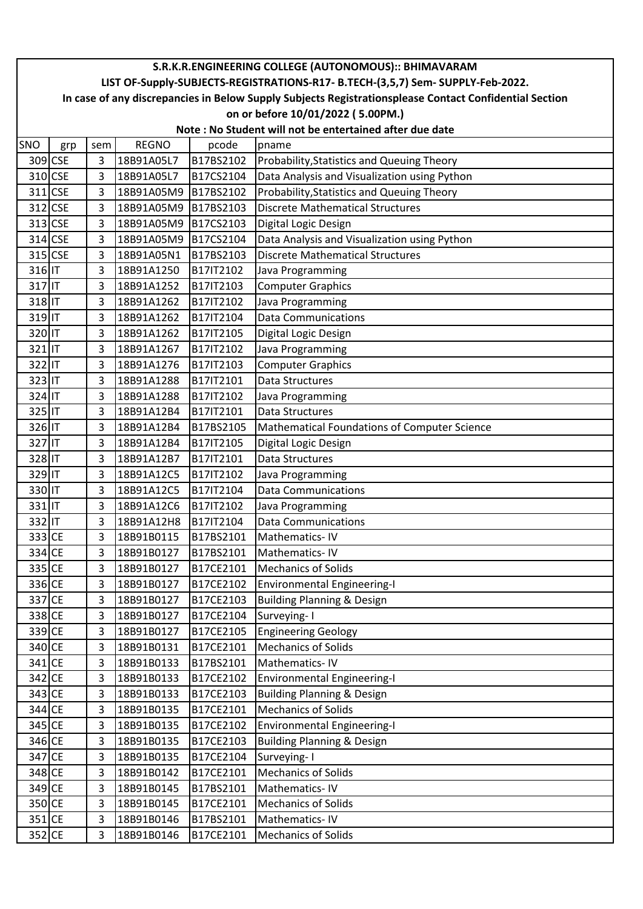# S.R.K.R.ENGINEERING COLLEGE (AUTONOMOUS):: BHIMAVARAM

## LIST OF-Supply-SUBJECTS-REGISTRATIONS-R17- B.TECH-(3,5,7) Sem- SUPPLY-Feb-2022.

**In case of any discrepancies in Below Supply Subjects Registrationsplease Contact Confidential Section on or before 10/01/2022 ( 5.00PM.)**

**Note : No Student will not be entertained after due date**

| SNO | grp | sem | REGNO | pcode | pname |
|---|---|---|---|---|---|
| 309 | CSE | 3 | 18B91A05L7 | B17BS2102 | Probability,Statistics and Queuing Theory |
| 310 | CSE | 3 | 18B91A05L7 | B17CS2104 | Data Analysis and Visualization using Python |
| 311 | CSE | 3 | 18B91A05M9 | B17BS2102 | Probability,Statistics and Queuing Theory |
| 312 | CSE | 3 | 18B91A05M9 | B17BS2103 | Discrete Mathematical Structures |
| 313 | CSE | 3 | 18B91A05M9 | B17CS2103 | Digital Logic Design |
| 314 | CSE | 3 | 18B91A05M9 | B17CS2104 | Data Analysis and Visualization using Python |
| 315 | CSE | 3 | 18B91A05N1 | B17BS2103 | Discrete Mathematical Structures |
| 316 | IT | 3 | 18B91A1250 | B17IT2102 | Java Programming |
| 317 | IT | 3 | 18B91A1252 | B17IT2103 | Computer Graphics |
| 318 | IT | 3 | 18B91A1262 | B17IT2102 | Java Programming |
| 319 | IT | 3 | 18B91A1262 | B17IT2104 | Data Communications |
| 320 | IT | 3 | 18B91A1262 | B17IT2105 | Digital Logic Design |
| 321 | IT | 3 | 18B91A1267 | B17IT2102 | Java Programming |
| 322 | IT | 3 | 18B91A1276 | B17IT2103 | Computer Graphics |
| 323 | IT | 3 | 18B91A1288 | B17IT2101 | Data Structures |
| 324 | IT | 3 | 18B91A1288 | B17IT2102 | Java Programming |
| 325 | IT | 3 | 18B91A12B4 | B17IT2101 | Data Structures |
| 326 | IT | 3 | 18B91A12B4 | B17BS2105 | Mathematical Foundations of Computer Science |
| 327 | IT | 3 | 18B91A12B4 | B17IT2105 | Digital Logic Design |
| 328 | IT | 3 | 18B91A12B7 | B17IT2101 | Data Structures |
| 329 | IT | 3 | 18B91A12C5 | B17IT2102 | Java Programming |
| 330 | IT | 3 | 18B91A12C5 | B17IT2104 | Data Communications |
| 331 | IT | 3 | 18B91A12C6 | B17IT2102 | Java Programming |
| 332 | IT | 3 | 18B91A12H8 | B17IT2104 | Data Communications |
| 333 | CE | 3 | 18B91B0115 | B17BS2101 | Mathematics- IV |
| 334 | CE | 3 | 18B91B0127 | B17BS2101 | Mathematics- IV |
| 335 | CE | 3 | 18B91B0127 | B17CE2101 | Mechanics of Solids |
| 336 | CE | 3 | 18B91B0127 | B17CE2102 | Environmental Engineering-I |
| 337 | CE | 3 | 18B91B0127 | B17CE2103 | Building Planning & Design |
| 338 | CE | 3 | 18B91B0127 | B17CE2104 | Surveying- I |
| 339 | CE | 3 | 18B91B0127 | B17CE2105 | Engineering Geology |
| 340 | CE | 3 | 18B91B0131 | B17CE2101 | Mechanics of Solids |
| 341 | CE | 3 | 18B91B0133 | B17BS2101 | Mathematics- IV |
| 342 | CE | 3 | 18B91B0133 | B17CE2102 | Environmental Engineering-I |
| 343 | CE | 3 | 18B91B0133 | B17CE2103 | Building Planning & Design |
| 344 | CE | 3 | 18B91B0135 | B17CE2101 | Mechanics of Solids |
| 345 | CE | 3 | 18B91B0135 | B17CE2102 | Environmental Engineering-I |
| 346 | CE | 3 | 18B91B0135 | B17CE2103 | Building Planning & Design |
| 347 | CE | 3 | 18B91B0135 | B17CE2104 | Surveying- I |
| 348 | CE | 3 | 18B91B0142 | B17CE2101 | Mechanics of Solids |
| 349 | CE | 3 | 18B91B0145 | B17BS2101 | Mathematics- IV |
| 350 | CE | 3 | 18B91B0145 | B17CE2101 | Mechanics of Solids |
| 351 | CE | 3 | 18B91B0146 | B17BS2101 | Mathematics- IV |
| 352 | CE | 3 | 18B91B0146 | B17CE2101 | Mechanics of Solids |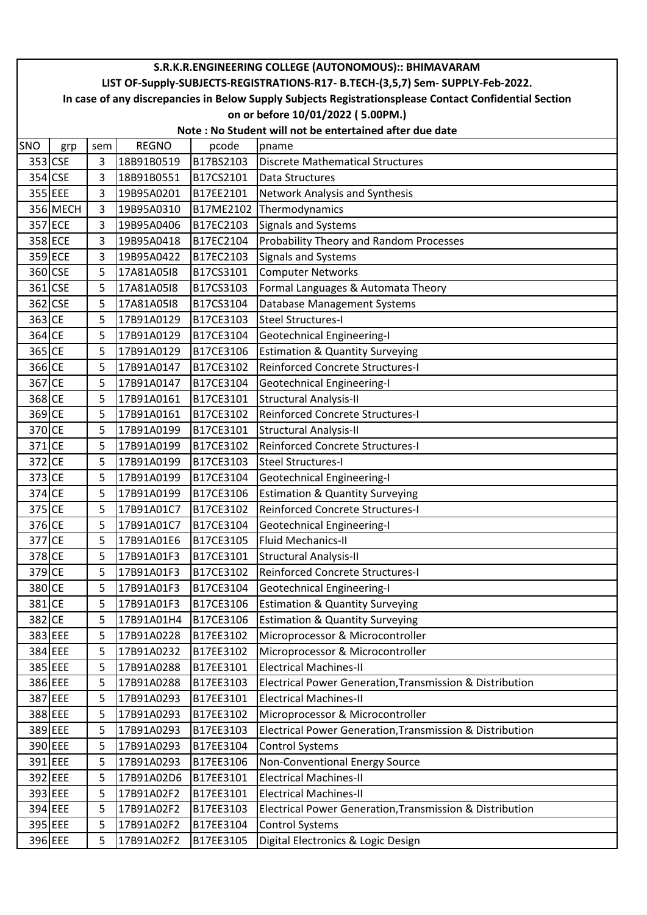S.R.K.R.ENGINEERING COLLEGE (AUTONOMOUS):: BHIMAVARAM

LIST OF-Supply-SUBJECTS-REGISTRATIONS-R17- B.TECH-(3,5,7) Sem- SUPPLY-Feb-2022.

In case of any discrepancies in Below Supply Subjects Registrationsplease Contact Confidential Section on or before 10/01/2022 ( 5.00PM.)

Note : No Student will not be entertained after due date

| SNO | grp | sem | REGNO | pcode | pname |
|---|---|---|---|---|---|
| 353 | CSE | 3 | 18B91B0519 | B17BS2103 | Discrete Mathematical Structures |
| 354 | CSE | 3 | 18B91B0551 | B17CS2101 | Data Structures |
| 355 | EEE | 3 | 19B95A0201 | B17EE2101 | Network Analysis and Synthesis |
| 356 | MECH | 3 | 19B95A0310 | B17ME2102 | Thermodynamics |
| 357 | ECE | 3 | 19B95A0406 | B17EC2103 | Signals and Systems |
| 358 | ECE | 3 | 19B95A0418 | B17EC2104 | Probability Theory and Random Processes |
| 359 | ECE | 3 | 19B95A0422 | B17EC2103 | Signals and Systems |
| 360 | CSE | 5 | 17A81A05I8 | B17CS3101 | Computer Networks |
| 361 | CSE | 5 | 17A81A05I8 | B17CS3103 | Formal Languages & Automata Theory |
| 362 | CSE | 5 | 17A81A05I8 | B17CS3104 | Database Management Systems |
| 363 | CE | 5 | 17B91A0129 | B17CE3103 | Steel Structures-I |
| 364 | CE | 5 | 17B91A0129 | B17CE3104 | Geotechnical Engineering-I |
| 365 | CE | 5 | 17B91A0129 | B17CE3106 | Estimation & Quantity Surveying |
| 366 | CE | 5 | 17B91A0147 | B17CE3102 | Reinforced Concrete Structures-I |
| 367 | CE | 5 | 17B91A0147 | B17CE3104 | Geotechnical Engineering-I |
| 368 | CE | 5 | 17B91A0161 | B17CE3101 | Structural Analysis-II |
| 369 | CE | 5 | 17B91A0161 | B17CE3102 | Reinforced Concrete Structures-I |
| 370 | CE | 5 | 17B91A0199 | B17CE3101 | Structural Analysis-II |
| 371 | CE | 5 | 17B91A0199 | B17CE3102 | Reinforced Concrete Structures-I |
| 372 | CE | 5 | 17B91A0199 | B17CE3103 | Steel Structures-I |
| 373 | CE | 5 | 17B91A0199 | B17CE3104 | Geotechnical Engineering-I |
| 374 | CE | 5 | 17B91A0199 | B17CE3106 | Estimation & Quantity Surveying |
| 375 | CE | 5 | 17B91A01C7 | B17CE3102 | Reinforced Concrete Structures-I |
| 376 | CE | 5 | 17B91A01C7 | B17CE3104 | Geotechnical Engineering-I |
| 377 | CE | 5 | 17B91A01E6 | B17CE3105 | Fluid Mechanics-II |
| 378 | CE | 5 | 17B91A01F3 | B17CE3101 | Structural Analysis-II |
| 379 | CE | 5 | 17B91A01F3 | B17CE3102 | Reinforced Concrete Structures-I |
| 380 | CE | 5 | 17B91A01F3 | B17CE3104 | Geotechnical Engineering-I |
| 381 | CE | 5 | 17B91A01F3 | B17CE3106 | Estimation & Quantity Surveying |
| 382 | CE | 5 | 17B91A01H4 | B17CE3106 | Estimation & Quantity Surveying |
| 383 | EEE | 5 | 17B91A0228 | B17EE3102 | Microprocessor & Microcontroller |
| 384 | EEE | 5 | 17B91A0232 | B17EE3102 | Microprocessor & Microcontroller |
| 385 | EEE | 5 | 17B91A0288 | B17EE3101 | Electrical Machines-II |
| 386 | EEE | 5 | 17B91A0288 | B17EE3103 | Electrical Power Generation,Transmission & Distribution |
| 387 | EEE | 5 | 17B91A0293 | B17EE3101 | Electrical Machines-II |
| 388 | EEE | 5 | 17B91A0293 | B17EE3102 | Microprocessor & Microcontroller |
| 389 | EEE | 5 | 17B91A0293 | B17EE3103 | Electrical Power Generation,Transmission & Distribution |
| 390 | EEE | 5 | 17B91A0293 | B17EE3104 | Control Systems |
| 391 | EEE | 5 | 17B91A0293 | B17EE3106 | Non-Conventional Energy Source |
| 392 | EEE | 5 | 17B91A02D6 | B17EE3101 | Electrical Machines-II |
| 393 | EEE | 5 | 17B91A02F2 | B17EE3101 | Electrical Machines-II |
| 394 | EEE | 5 | 17B91A02F2 | B17EE3103 | Electrical Power Generation,Transmission & Distribution |
| 395 | EEE | 5 | 17B91A02F2 | B17EE3104 | Control Systems |
| 396 | EEE | 5 | 17B91A02F2 | B17EE3105 | Digital Electronics & Logic Design |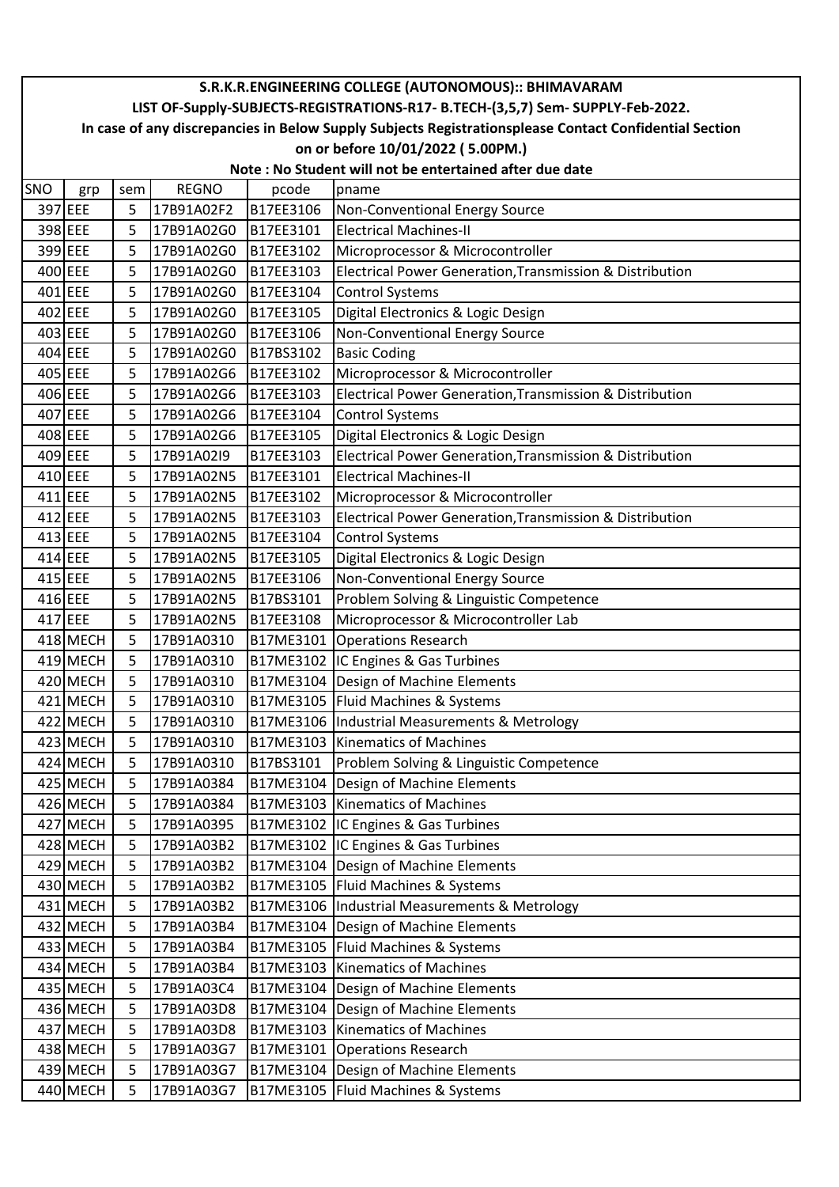# S.R.K.R.ENGINEERING COLLEGE (AUTONOMOUS):: BHIMAVARAM

## LIST OF-Supply-SUBJECTS-REGISTRATIONS-R17- B.TECH-(3,5,7) Sem- SUPPLY-Feb-2022.

**In case of any discrepancies in Below Supply Subjects Registrationsplease Contact Confidential Section on or before 10/01/2022 ( 5.00PM.)**

**Note : No Student will not be entertained after due date**

| SNO | grp | sem | REGNO | pcode | pname |
|---|---|---|---|---|---|
| 397 | EEE | 5 | 17B91A02F2 | B17EE3106 | Non-Conventional Energy Source |
| 398 | EEE | 5 | 17B91A02G0 | B17EE3101 | Electrical Machines-II |
| 399 | EEE | 5 | 17B91A02G0 | B17EE3102 | Microprocessor & Microcontroller |
| 400 | EEE | 5 | 17B91A02G0 | B17EE3103 | Electrical Power Generation,Transmission & Distribution |
| 401 | EEE | 5 | 17B91A02G0 | B17EE3104 | Control Systems |
| 402 | EEE | 5 | 17B91A02G0 | B17EE3105 | Digital Electronics & Logic Design |
| 403 | EEE | 5 | 17B91A02G0 | B17EE3106 | Non-Conventional Energy Source |
| 404 | EEE | 5 | 17B91A02G0 | B17BS3102 | Basic Coding |
| 405 | EEE | 5 | 17B91A02G6 | B17EE3102 | Microprocessor & Microcontroller |
| 406 | EEE | 5 | 17B91A02G6 | B17EE3103 | Electrical Power Generation,Transmission & Distribution |
| 407 | EEE | 5 | 17B91A02G6 | B17EE3104 | Control Systems |
| 408 | EEE | 5 | 17B91A02G6 | B17EE3105 | Digital Electronics & Logic Design |
| 409 | EEE | 5 | 17B91A02I9 | B17EE3103 | Electrical Power Generation,Transmission & Distribution |
| 410 | EEE | 5 | 17B91A02N5 | B17EE3101 | Electrical Machines-II |
| 411 | EEE | 5 | 17B91A02N5 | B17EE3102 | Microprocessor & Microcontroller |
| 412 | EEE | 5 | 17B91A02N5 | B17EE3103 | Electrical Power Generation,Transmission & Distribution |
| 413 | EEE | 5 | 17B91A02N5 | B17EE3104 | Control Systems |
| 414 | EEE | 5 | 17B91A02N5 | B17EE3105 | Digital Electronics & Logic Design |
| 415 | EEE | 5 | 17B91A02N5 | B17EE3106 | Non-Conventional Energy Source |
| 416 | EEE | 5 | 17B91A02N5 | B17BS3101 | Problem Solving & Linguistic Competence |
| 417 | EEE | 5 | 17B91A02N5 | B17EE3108 | Microprocessor & Microcontroller Lab |
| 418 | MECH | 5 | 17B91A0310 | B17ME3101 | Operations Research |
| 419 | MECH | 5 | 17B91A0310 | B17ME3102 | IC Engines & Gas Turbines |
| 420 | MECH | 5 | 17B91A0310 | B17ME3104 | Design of Machine Elements |
| 421 | MECH | 5 | 17B91A0310 | B17ME3105 | Fluid Machines & Systems |
| 422 | MECH | 5 | 17B91A0310 | B17ME3106 | Industrial Measurements & Metrology |
| 423 | MECH | 5 | 17B91A0310 | B17ME3103 | Kinematics of Machines |
| 424 | MECH | 5 | 17B91A0310 | B17BS3101 | Problem Solving & Linguistic Competence |
| 425 | MECH | 5 | 17B91A0384 | B17ME3104 | Design of Machine Elements |
| 426 | MECH | 5 | 17B91A0384 | B17ME3103 | Kinematics of Machines |
| 427 | MECH | 5 | 17B91A0395 | B17ME3102 | IC Engines & Gas Turbines |
| 428 | MECH | 5 | 17B91A03B2 | B17ME3102 | IC Engines & Gas Turbines |
| 429 | MECH | 5 | 17B91A03B2 | B17ME3104 | Design of Machine Elements |
| 430 | MECH | 5 | 17B91A03B2 | B17ME3105 | Fluid Machines & Systems |
| 431 | MECH | 5 | 17B91A03B2 | B17ME3106 | Industrial Measurements & Metrology |
| 432 | MECH | 5 | 17B91A03B4 | B17ME3104 | Design of Machine Elements |
| 433 | MECH | 5 | 17B91A03B4 | B17ME3105 | Fluid Machines & Systems |
| 434 | MECH | 5 | 17B91A03B4 | B17ME3103 | Kinematics of Machines |
| 435 | MECH | 5 | 17B91A03C4 | B17ME3104 | Design of Machine Elements |
| 436 | MECH | 5 | 17B91A03D8 | B17ME3104 | Design of Machine Elements |
| 437 | MECH | 5 | 17B91A03D8 | B17ME3103 | Kinematics of Machines |
| 438 | MECH | 5 | 17B91A03G7 | B17ME3101 | Operations Research |
| 439 | MECH | 5 | 17B91A03G7 | B17ME3104 | Design of Machine Elements |
| 440 | MECH | 5 | 17B91A03G7 | B17ME3105 | Fluid Machines & Systems |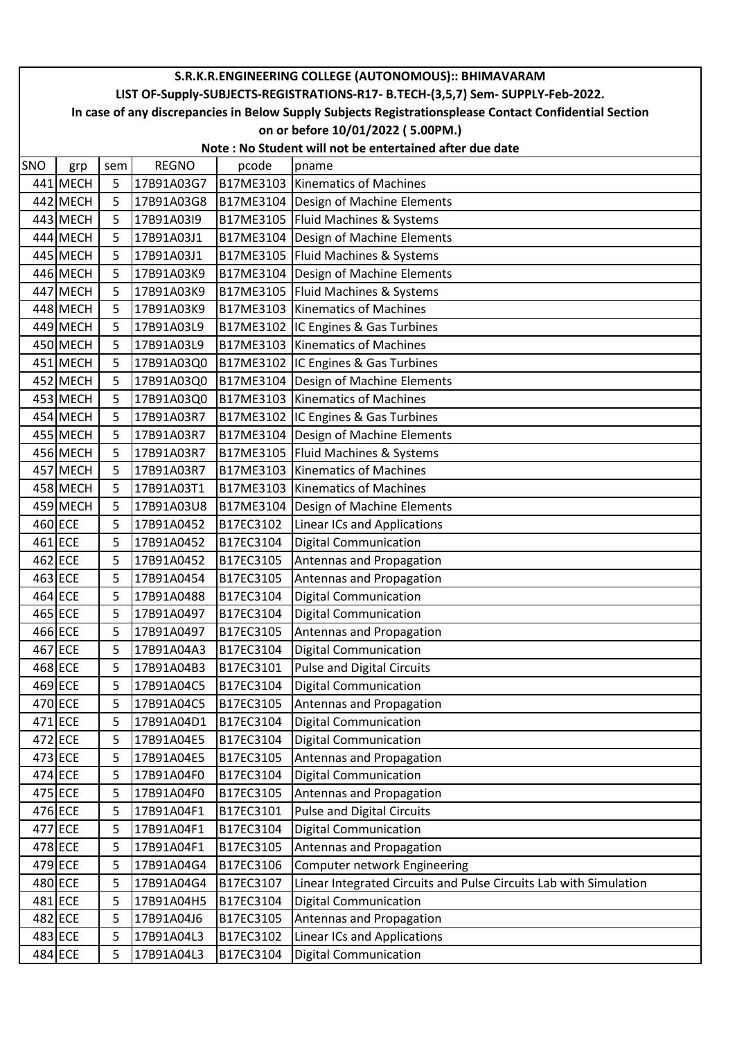S.R.K.R.ENGINEERING COLLEGE (AUTONOMOUS):: BHIMAVARAM

LIST OF-Supply-SUBJECTS-REGISTRATIONS-R17- B.TECH-(3,5,7) Sem- SUPPLY-Feb-2022.

In case of any discrepancies in Below Supply Subjects Registrationsplease Contact Confidential Section

on or before 10/01/2022 ( 5.00PM.)

Note : No Student will not be entertained after due date

| SNO | grp | sem | REGNO | pcode | pname |
|---|---|---|---|---|---|
| 441 | MECH | 5 | 17B91A03G7 | B17ME3103 | Kinematics of Machines |
| 442 | MECH | 5 | 17B91A03G8 | B17ME3104 | Design of Machine Elements |
| 443 | MECH | 5 | 17B91A03I9 | B17ME3105 | Fluid Machines & Systems |
| 444 | MECH | 5 | 17B91A03J1 | B17ME3104 | Design of Machine Elements |
| 445 | MECH | 5 | 17B91A03J1 | B17ME3105 | Fluid Machines & Systems |
| 446 | MECH | 5 | 17B91A03K9 | B17ME3104 | Design of Machine Elements |
| 447 | MECH | 5 | 17B91A03K9 | B17ME3105 | Fluid Machines & Systems |
| 448 | MECH | 5 | 17B91A03K9 | B17ME3103 | Kinematics of Machines |
| 449 | MECH | 5 | 17B91A03L9 | B17ME3102 | IC Engines & Gas Turbines |
| 450 | MECH | 5 | 17B91A03L9 | B17ME3103 | Kinematics of Machines |
| 451 | MECH | 5 | 17B91A03Q0 | B17ME3102 | IC Engines & Gas Turbines |
| 452 | MECH | 5 | 17B91A03Q0 | B17ME3104 | Design of Machine Elements |
| 453 | MECH | 5 | 17B91A03Q0 | B17ME3103 | Kinematics of Machines |
| 454 | MECH | 5 | 17B91A03R7 | B17ME3102 | IC Engines & Gas Turbines |
| 455 | MECH | 5 | 17B91A03R7 | B17ME3104 | Design of Machine Elements |
| 456 | MECH | 5 | 17B91A03R7 | B17ME3105 | Fluid Machines & Systems |
| 457 | MECH | 5 | 17B91A03R7 | B17ME3103 | Kinematics of Machines |
| 458 | MECH | 5 | 17B91A03T1 | B17ME3103 | Kinematics of Machines |
| 459 | MECH | 5 | 17B91A03U8 | B17ME3104 | Design of Machine Elements |
| 460 | ECE | 5 | 17B91A0452 | B17EC3102 | Linear ICs and Applications |
| 461 | ECE | 5 | 17B91A0452 | B17EC3104 | Digital Communication |
| 462 | ECE | 5 | 17B91A0452 | B17EC3105 | Antennas and Propagation |
| 463 | ECE | 5 | 17B91A0454 | B17EC3105 | Antennas and Propagation |
| 464 | ECE | 5 | 17B91A0488 | B17EC3104 | Digital Communication |
| 465 | ECE | 5 | 17B91A0497 | B17EC3104 | Digital Communication |
| 466 | ECE | 5 | 17B91A0497 | B17EC3105 | Antennas and Propagation |
| 467 | ECE | 5 | 17B91A04A3 | B17EC3104 | Digital Communication |
| 468 | ECE | 5 | 17B91A04B3 | B17EC3101 | Pulse and Digital Circuits |
| 469 | ECE | 5 | 17B91A04C5 | B17EC3104 | Digital Communication |
| 470 | ECE | 5 | 17B91A04C5 | B17EC3105 | Antennas and Propagation |
| 471 | ECE | 5 | 17B91A04D1 | B17EC3104 | Digital Communication |
| 472 | ECE | 5 | 17B91A04E5 | B17EC3104 | Digital Communication |
| 473 | ECE | 5 | 17B91A04E5 | B17EC3105 | Antennas and Propagation |
| 474 | ECE | 5 | 17B91A04F0 | B17EC3104 | Digital Communication |
| 475 | ECE | 5 | 17B91A04F0 | B17EC3105 | Antennas and Propagation |
| 476 | ECE | 5 | 17B91A04F1 | B17EC3101 | Pulse and Digital Circuits |
| 477 | ECE | 5 | 17B91A04F1 | B17EC3104 | Digital Communication |
| 478 | ECE | 5 | 17B91A04F1 | B17EC3105 | Antennas and Propagation |
| 479 | ECE | 5 | 17B91A04G4 | B17EC3106 | Computer network Engineering |
| 480 | ECE | 5 | 17B91A04G4 | B17EC3107 | Linear Integrated Circuits and Pulse Circuits Lab with Simulation |
| 481 | ECE | 5 | 17B91A04H5 | B17EC3104 | Digital Communication |
| 482 | ECE | 5 | 17B91A04J6 | B17EC3105 | Antennas and Propagation |
| 483 | ECE | 5 | 17B91A04L3 | B17EC3102 | Linear ICs and Applications |
| 484 | ECE | 5 | 17B91A04L3 | B17EC3104 | Digital Communication |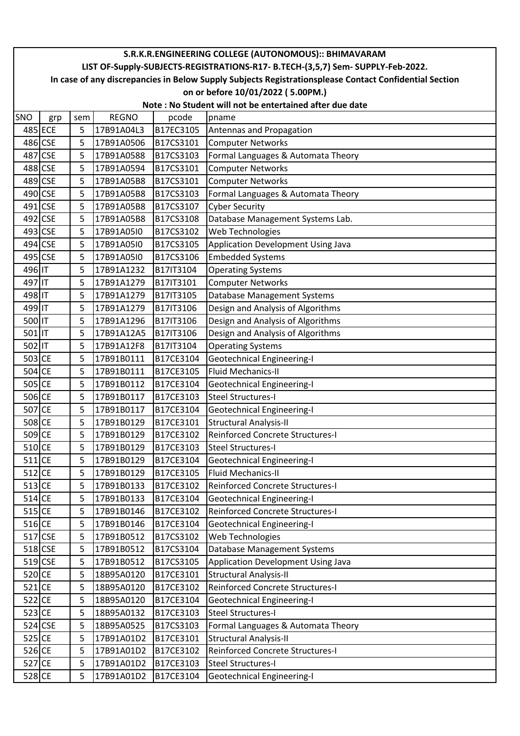**S.R.K.R.ENGINEERING COLLEGE (AUTONOMOUS):: BHIMAVARAM**

**LIST OF-Supply-SUBJECTS-REGISTRATIONS-R17- B.TECH-(3,5,7) Sem- SUPPLY-Feb-2022.**

**In case of any discrepancies in Below Supply Subjects Registrationsplease Contact Confidential Section on or before 10/01/2022 ( 5.00PM.)**

**Note : No Student will not be entertained after due date**

| SNO | grp | sem | REGNO | pcode | pname |
|---|---|---|---|---|---|
| 485 | ECE | 5 | 17B91A04L3 | B17EC3105 | Antennas and Propagation |
| 486 | CSE | 5 | 17B91A0506 | B17CS3101 | Computer Networks |
| 487 | CSE | 5 | 17B91A0588 | B17CS3103 | Formal Languages & Automata Theory |
| 488 | CSE | 5 | 17B91A0594 | B17CS3101 | Computer Networks |
| 489 | CSE | 5 | 17B91A05B8 | B17CS3101 | Computer Networks |
| 490 | CSE | 5 | 17B91A05B8 | B17CS3103 | Formal Languages & Automata Theory |
| 491 | CSE | 5 | 17B91A05B8 | B17CS3107 | Cyber Security |
| 492 | CSE | 5 | 17B91A05B8 | B17CS3108 | Database Management Systems Lab. |
| 493 | CSE | 5 | 17B91A05I0 | B17CS3102 | Web Technologies |
| 494 | CSE | 5 | 17B91A05I0 | B17CS3105 | Application Development Using Java |
| 495 | CSE | 5 | 17B91A05I0 | B17CS3106 | Embedded Systems |
| 496 | IT | 5 | 17B91A1232 | B17IT3104 | Operating Systems |
| 497 | IT | 5 | 17B91A1279 | B17IT3101 | Computer Networks |
| 498 | IT | 5 | 17B91A1279 | B17IT3105 | Database Management Systems |
| 499 | IT | 5 | 17B91A1279 | B17IT3106 | Design and Analysis of Algorithms |
| 500 | IT | 5 | 17B91A1296 | B17IT3106 | Design and Analysis of Algorithms |
| 501 | IT | 5 | 17B91A12A5 | B17IT3106 | Design and Analysis of Algorithms |
| 502 | IT | 5 | 17B91A12F8 | B17IT3104 | Operating Systems |
| 503 | CE | 5 | 17B91B0111 | B17CE3104 | Geotechnical Engineering-I |
| 504 | CE | 5 | 17B91B0111 | B17CE3105 | Fluid Mechanics-II |
| 505 | CE | 5 | 17B91B0112 | B17CE3104 | Geotechnical Engineering-I |
| 506 | CE | 5 | 17B91B0117 | B17CE3103 | Steel Structures-I |
| 507 | CE | 5 | 17B91B0117 | B17CE3104 | Geotechnical Engineering-I |
| 508 | CE | 5 | 17B91B0129 | B17CE3101 | Structural Analysis-II |
| 509 | CE | 5 | 17B91B0129 | B17CE3102 | Reinforced Concrete Structures-I |
| 510 | CE | 5 | 17B91B0129 | B17CE3103 | Steel Structures-I |
| 511 | CE | 5 | 17B91B0129 | B17CE3104 | Geotechnical Engineering-I |
| 512 | CE | 5 | 17B91B0129 | B17CE3105 | Fluid Mechanics-II |
| 513 | CE | 5 | 17B91B0133 | B17CE3102 | Reinforced Concrete Structures-I |
| 514 | CE | 5 | 17B91B0133 | B17CE3104 | Geotechnical Engineering-I |
| 515 | CE | 5 | 17B91B0146 | B17CE3102 | Reinforced Concrete Structures-I |
| 516 | CE | 5 | 17B91B0146 | B17CE3104 | Geotechnical Engineering-I |
| 517 | CSE | 5 | 17B91B0512 | B17CS3102 | Web Technologies |
| 518 | CSE | 5 | 17B91B0512 | B17CS3104 | Database Management Systems |
| 519 | CSE | 5 | 17B91B0512 | B17CS3105 | Application Development Using Java |
| 520 | CE | 5 | 18B95A0120 | B17CE3101 | Structural Analysis-II |
| 521 | CE | 5 | 18B95A0120 | B17CE3102 | Reinforced Concrete Structures-I |
| 522 | CE | 5 | 18B95A0120 | B17CE3104 | Geotechnical Engineering-I |
| 523 | CE | 5 | 18B95A0132 | B17CE3103 | Steel Structures-I |
| 524 | CSE | 5 | 18B95A0525 | B17CS3103 | Formal Languages & Automata Theory |
| 525 | CE | 5 | 17B91A01D2 | B17CE3101 | Structural Analysis-II |
| 526 | CE | 5 | 17B91A01D2 | B17CE3102 | Reinforced Concrete Structures-I |
| 527 | CE | 5 | 17B91A01D2 | B17CE3103 | Steel Structures-I |
| 528 | CE | 5 | 17B91A01D2 | B17CE3104 | Geotechnical Engineering-I |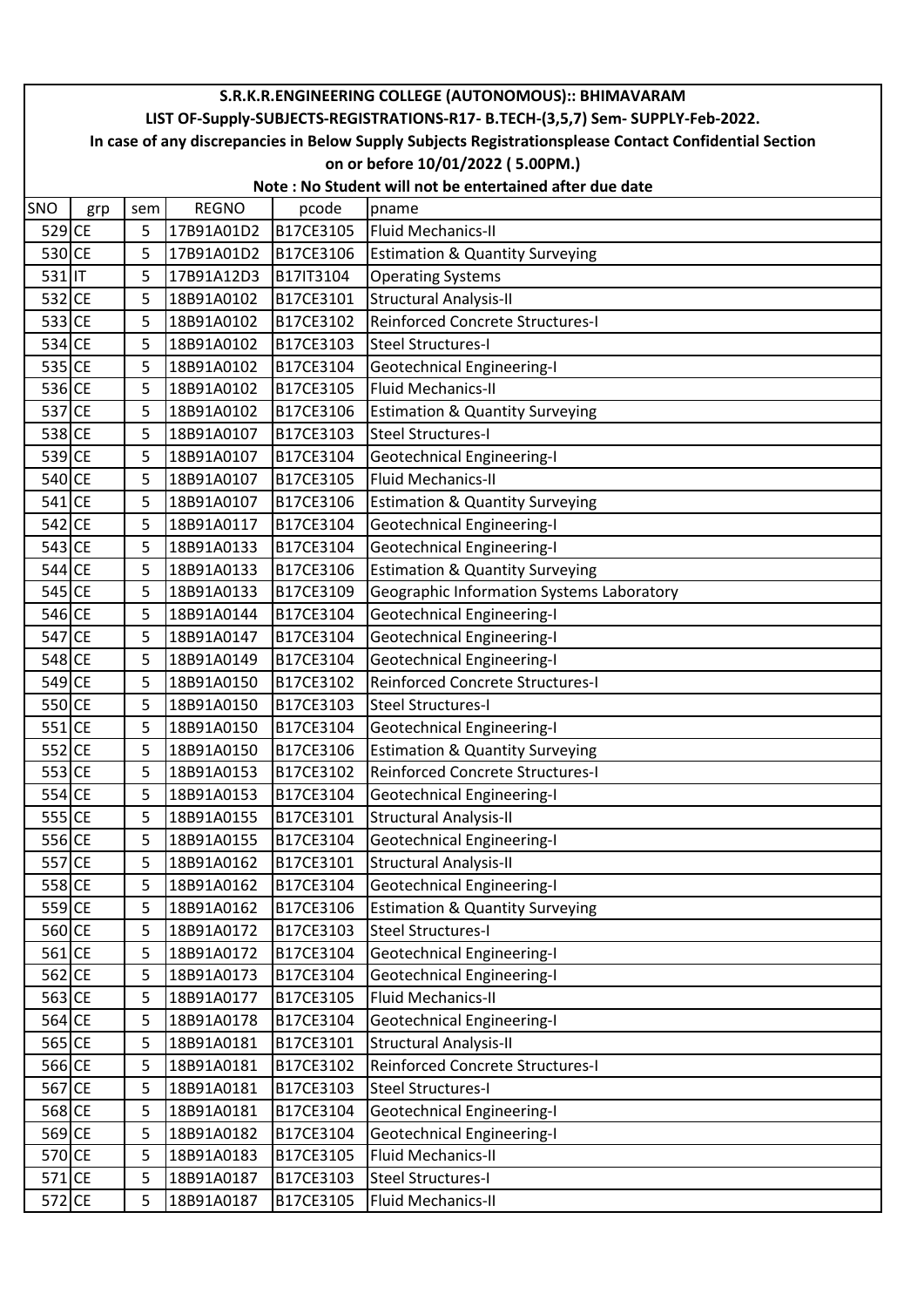| S.R.K.R.ENGINEERING COLLEGE (AUTONOMOUS):: BHIMAVARAM | | | | | |
|---|---|---|---|---|---|
| LIST OF-Supply-SUBJECTS-REGISTRATIONS-R17- B.TECH-(3,5,7) Sem- SUPPLY-Feb-2022. | | | | | |
| In case of any discrepancies in Below Supply Subjects Registrationsplease Contact Confidential Section | | | | | |
| on or before 10/01/2022 ( 5.00PM.) | | | | | |
| Note : No Student will not be entertained after due date | | | | | |
| SNO | grp | sem | REGNO | pcode | pname |
| 529 | CE | 5 | 17B91A01D2 | B17CE3105 | Fluid Mechanics-II |
| 530 | CE | 5 | 17B91A01D2 | B17CE3106 | Estimation & Quantity Surveying |
| 531 | IT | 5 | 17B91A12D3 | B17IT3104 | Operating Systems |
| 532 | CE | 5 | 18B91A0102 | B17CE3101 | Structural Analysis-II |
| 533 | CE | 5 | 18B91A0102 | B17CE3102 | Reinforced Concrete Structures-I |
| 534 | CE | 5 | 18B91A0102 | B17CE3103 | Steel Structures-I |
| 535 | CE | 5 | 18B91A0102 | B17CE3104 | Geotechnical Engineering-I |
| 536 | CE | 5 | 18B91A0102 | B17CE3105 | Fluid Mechanics-II |
| 537 | CE | 5 | 18B91A0102 | B17CE3106 | Estimation & Quantity Surveying |
| 538 | CE | 5 | 18B91A0107 | B17CE3103 | Steel Structures-I |
| 539 | CE | 5 | 18B91A0107 | B17CE3104 | Geotechnical Engineering-I |
| 540 | CE | 5 | 18B91A0107 | B17CE3105 | Fluid Mechanics-II |
| 541 | CE | 5 | 18B91A0107 | B17CE3106 | Estimation & Quantity Surveying |
| 542 | CE | 5 | 18B91A0117 | B17CE3104 | Geotechnical Engineering-I |
| 543 | CE | 5 | 18B91A0133 | B17CE3104 | Geotechnical Engineering-I |
| 544 | CE | 5 | 18B91A0133 | B17CE3106 | Estimation & Quantity Surveying |
| 545 | CE | 5 | 18B91A0133 | B17CE3109 | Geographic Information Systems Laboratory |
| 546 | CE | 5 | 18B91A0144 | B17CE3104 | Geotechnical Engineering-I |
| 547 | CE | 5 | 18B91A0147 | B17CE3104 | Geotechnical Engineering-I |
| 548 | CE | 5 | 18B91A0149 | B17CE3104 | Geotechnical Engineering-I |
| 549 | CE | 5 | 18B91A0150 | B17CE3102 | Reinforced Concrete Structures-I |
| 550 | CE | 5 | 18B91A0150 | B17CE3103 | Steel Structures-I |
| 551 | CE | 5 | 18B91A0150 | B17CE3104 | Geotechnical Engineering-I |
| 552 | CE | 5 | 18B91A0150 | B17CE3106 | Estimation & Quantity Surveying |
| 553 | CE | 5 | 18B91A0153 | B17CE3102 | Reinforced Concrete Structures-I |
| 554 | CE | 5 | 18B91A0153 | B17CE3104 | Geotechnical Engineering-I |
| 555 | CE | 5 | 18B91A0155 | B17CE3101 | Structural Analysis-II |
| 556 | CE | 5 | 18B91A0155 | B17CE3104 | Geotechnical Engineering-I |
| 557 | CE | 5 | 18B91A0162 | B17CE3101 | Structural Analysis-II |
| 558 | CE | 5 | 18B91A0162 | B17CE3104 | Geotechnical Engineering-I |
| 559 | CE | 5 | 18B91A0162 | B17CE3106 | Estimation & Quantity Surveying |
| 560 | CE | 5 | 18B91A0172 | B17CE3103 | Steel Structures-I |
| 561 | CE | 5 | 18B91A0172 | B17CE3104 | Geotechnical Engineering-I |
| 562 | CE | 5 | 18B91A0173 | B17CE3104 | Geotechnical Engineering-I |
| 563 | CE | 5 | 18B91A0177 | B17CE3105 | Fluid Mechanics-II |
| 564 | CE | 5 | 18B91A0178 | B17CE3104 | Geotechnical Engineering-I |
| 565 | CE | 5 | 18B91A0181 | B17CE3101 | Structural Analysis-II |
| 566 | CE | 5 | 18B91A0181 | B17CE3102 | Reinforced Concrete Structures-I |
| 567 | CE | 5 | 18B91A0181 | B17CE3103 | Steel Structures-I |
| 568 | CE | 5 | 18B91A0181 | B17CE3104 | Geotechnical Engineering-I |
| 569 | CE | 5 | 18B91A0182 | B17CE3104 | Geotechnical Engineering-I |
| 570 | CE | 5 | 18B91A0183 | B17CE3105 | Fluid Mechanics-II |
| 571 | CE | 5 | 18B91A0187 | B17CE3103 | Steel Structures-I |
| 572 | CE | 5 | 18B91A0187 | B17CE3105 | Fluid Mechanics-II |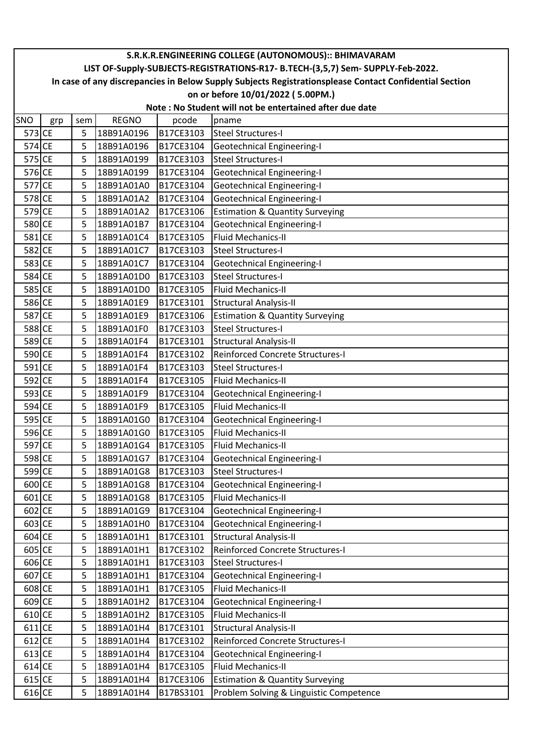**S.R.K.R.ENGINEERING COLLEGE (AUTONOMOUS):: BHIMAVARAM**

**LIST OF-Supply-SUBJECTS-REGISTRATIONS-R17- B.TECH-(3,5,7) Sem- SUPPLY-Feb-2022.**

**In case of any discrepancies in Below Supply Subjects Registrationsplease Contact Confidential Section on or before 10/01/2022 ( 5.00PM.)**

**Note : No Student will not be entertained after due date**

| SNO | grp | sem | REGNO | pcode | pname |
|---|---|---|---|---|---|
| 573 | CE | 5 | 18B91A0196 | B17CE3103 | Steel Structures-I |
| 574 | CE | 5 | 18B91A0196 | B17CE3104 | Geotechnical Engineering-I |
| 575 | CE | 5 | 18B91A0199 | B17CE3103 | Steel Structures-I |
| 576 | CE | 5 | 18B91A0199 | B17CE3104 | Geotechnical Engineering-I |
| 577 | CE | 5 | 18B91A01A0 | B17CE3104 | Geotechnical Engineering-I |
| 578 | CE | 5 | 18B91A01A2 | B17CE3104 | Geotechnical Engineering-I |
| 579 | CE | 5 | 18B91A01A2 | B17CE3106 | Estimation & Quantity Surveying |
| 580 | CE | 5 | 18B91A01B7 | B17CE3104 | Geotechnical Engineering-I |
| 581 | CE | 5 | 18B91A01C4 | B17CE3105 | Fluid Mechanics-II |
| 582 | CE | 5 | 18B91A01C7 | B17CE3103 | Steel Structures-I |
| 583 | CE | 5 | 18B91A01C7 | B17CE3104 | Geotechnical Engineering-I |
| 584 | CE | 5 | 18B91A01D0 | B17CE3103 | Steel Structures-I |
| 585 | CE | 5 | 18B91A01D0 | B17CE3105 | Fluid Mechanics-II |
| 586 | CE | 5 | 18B91A01E9 | B17CE3101 | Structural Analysis-II |
| 587 | CE | 5 | 18B91A01E9 | B17CE3106 | Estimation & Quantity Surveying |
| 588 | CE | 5 | 18B91A01F0 | B17CE3103 | Steel Structures-I |
| 589 | CE | 5 | 18B91A01F4 | B17CE3101 | Structural Analysis-II |
| 590 | CE | 5 | 18B91A01F4 | B17CE3102 | Reinforced Concrete Structures-I |
| 591 | CE | 5 | 18B91A01F4 | B17CE3103 | Steel Structures-I |
| 592 | CE | 5 | 18B91A01F4 | B17CE3105 | Fluid Mechanics-II |
| 593 | CE | 5 | 18B91A01F9 | B17CE3104 | Geotechnical Engineering-I |
| 594 | CE | 5 | 18B91A01F9 | B17CE3105 | Fluid Mechanics-II |
| 595 | CE | 5 | 18B91A01G0 | B17CE3104 | Geotechnical Engineering-I |
| 596 | CE | 5 | 18B91A01G0 | B17CE3105 | Fluid Mechanics-II |
| 597 | CE | 5 | 18B91A01G4 | B17CE3105 | Fluid Mechanics-II |
| 598 | CE | 5 | 18B91A01G7 | B17CE3104 | Geotechnical Engineering-I |
| 599 | CE | 5 | 18B91A01G8 | B17CE3103 | Steel Structures-I |
| 600 | CE | 5 | 18B91A01G8 | B17CE3104 | Geotechnical Engineering-I |
| 601 | CE | 5 | 18B91A01G8 | B17CE3105 | Fluid Mechanics-II |
| 602 | CE | 5 | 18B91A01G9 | B17CE3104 | Geotechnical Engineering-I |
| 603 | CE | 5 | 18B91A01H0 | B17CE3104 | Geotechnical Engineering-I |
| 604 | CE | 5 | 18B91A01H1 | B17CE3101 | Structural Analysis-II |
| 605 | CE | 5 | 18B91A01H1 | B17CE3102 | Reinforced Concrete Structures-I |
| 606 | CE | 5 | 18B91A01H1 | B17CE3103 | Steel Structures-I |
| 607 | CE | 5 | 18B91A01H1 | B17CE3104 | Geotechnical Engineering-I |
| 608 | CE | 5 | 18B91A01H1 | B17CE3105 | Fluid Mechanics-II |
| 609 | CE | 5 | 18B91A01H2 | B17CE3104 | Geotechnical Engineering-I |
| 610 | CE | 5 | 18B91A01H2 | B17CE3105 | Fluid Mechanics-II |
| 611 | CE | 5 | 18B91A01H4 | B17CE3101 | Structural Analysis-II |
| 612 | CE | 5 | 18B91A01H4 | B17CE3102 | Reinforced Concrete Structures-I |
| 613 | CE | 5 | 18B91A01H4 | B17CE3104 | Geotechnical Engineering-I |
| 614 | CE | 5 | 18B91A01H4 | B17CE3105 | Fluid Mechanics-II |
| 615 | CE | 5 | 18B91A01H4 | B17CE3106 | Estimation & Quantity Surveying |
| 616 | CE | 5 | 18B91A01H4 | B17BS3101 | Problem Solving & Linguistic Competence |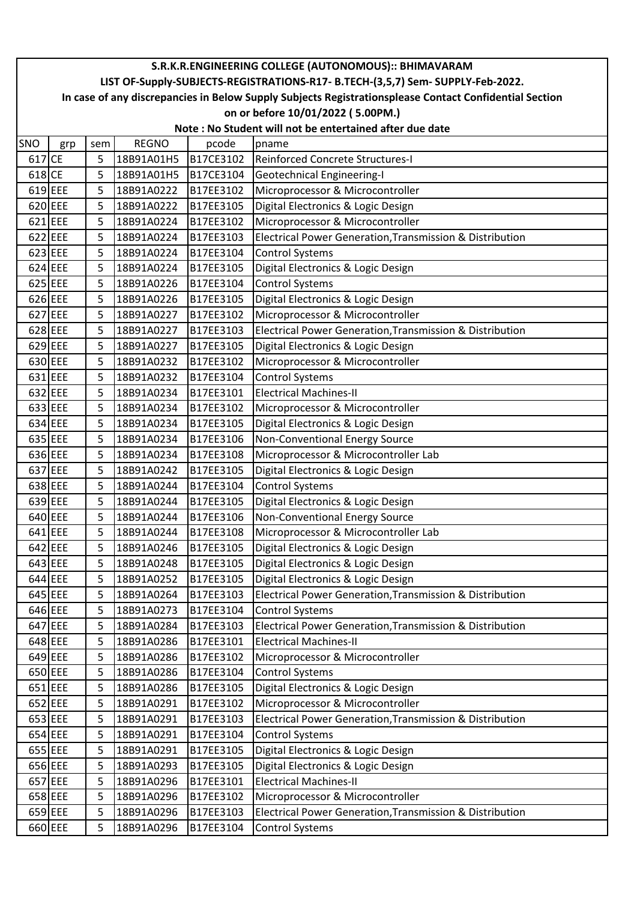S.R.K.R.ENGINEERING COLLEGE (AUTONOMOUS):: BHIMAVARAM

LIST OF-Supply-SUBJECTS-REGISTRATIONS-R17- B.TECH-(3,5,7) Sem- SUPPLY-Feb-2022.

In case of any discrepancies in Below Supply Subjects Registrationsplease Contact Confidential Section on or before 10/01/2022 ( 5.00PM.)

Note : No Student will not be entertained after due date

| SNO | grp | sem | REGNO | pcode | pname |
|---|---|---|---|---|---|
| 617 | CE | 5 | 18B91A01H5 | B17CE3102 | Reinforced Concrete Structures-I |
| 618 | CE | 5 | 18B91A01H5 | B17CE3104 | Geotechnical Engineering-I |
| 619 | EEE | 5 | 18B91A0222 | B17EE3102 | Microprocessor & Microcontroller |
| 620 | EEE | 5 | 18B91A0222 | B17EE3105 | Digital Electronics & Logic Design |
| 621 | EEE | 5 | 18B91A0224 | B17EE3102 | Microprocessor & Microcontroller |
| 622 | EEE | 5 | 18B91A0224 | B17EE3103 | Electrical Power Generation,Transmission & Distribution |
| 623 | EEE | 5 | 18B91A0224 | B17EE3104 | Control Systems |
| 624 | EEE | 5 | 18B91A0224 | B17EE3105 | Digital Electronics & Logic Design |
| 625 | EEE | 5 | 18B91A0226 | B17EE3104 | Control Systems |
| 626 | EEE | 5 | 18B91A0226 | B17EE3105 | Digital Electronics & Logic Design |
| 627 | EEE | 5 | 18B91A0227 | B17EE3102 | Microprocessor & Microcontroller |
| 628 | EEE | 5 | 18B91A0227 | B17EE3103 | Electrical Power Generation,Transmission & Distribution |
| 629 | EEE | 5 | 18B91A0227 | B17EE3105 | Digital Electronics & Logic Design |
| 630 | EEE | 5 | 18B91A0232 | B17EE3102 | Microprocessor & Microcontroller |
| 631 | EEE | 5 | 18B91A0232 | B17EE3104 | Control Systems |
| 632 | EEE | 5 | 18B91A0234 | B17EE3101 | Electrical Machines-II |
| 633 | EEE | 5 | 18B91A0234 | B17EE3102 | Microprocessor & Microcontroller |
| 634 | EEE | 5 | 18B91A0234 | B17EE3105 | Digital Electronics & Logic Design |
| 635 | EEE | 5 | 18B91A0234 | B17EE3106 | Non-Conventional Energy Source |
| 636 | EEE | 5 | 18B91A0234 | B17EE3108 | Microprocessor & Microcontroller Lab |
| 637 | EEE | 5 | 18B91A0242 | B17EE3105 | Digital Electronics & Logic Design |
| 638 | EEE | 5 | 18B91A0244 | B17EE3104 | Control Systems |
| 639 | EEE | 5 | 18B91A0244 | B17EE3105 | Digital Electronics & Logic Design |
| 640 | EEE | 5 | 18B91A0244 | B17EE3106 | Non-Conventional Energy Source |
| 641 | EEE | 5 | 18B91A0244 | B17EE3108 | Microprocessor & Microcontroller Lab |
| 642 | EEE | 5 | 18B91A0246 | B17EE3105 | Digital Electronics & Logic Design |
| 643 | EEE | 5 | 18B91A0248 | B17EE3105 | Digital Electronics & Logic Design |
| 644 | EEE | 5 | 18B91A0252 | B17EE3105 | Digital Electronics & Logic Design |
| 645 | EEE | 5 | 18B91A0264 | B17EE3103 | Electrical Power Generation,Transmission & Distribution |
| 646 | EEE | 5 | 18B91A0273 | B17EE3104 | Control Systems |
| 647 | EEE | 5 | 18B91A0284 | B17EE3103 | Electrical Power Generation,Transmission & Distribution |
| 648 | EEE | 5 | 18B91A0286 | B17EE3101 | Electrical Machines-II |
| 649 | EEE | 5 | 18B91A0286 | B17EE3102 | Microprocessor & Microcontroller |
| 650 | EEE | 5 | 18B91A0286 | B17EE3104 | Control Systems |
| 651 | EEE | 5 | 18B91A0286 | B17EE3105 | Digital Electronics & Logic Design |
| 652 | EEE | 5 | 18B91A0291 | B17EE3102 | Microprocessor & Microcontroller |
| 653 | EEE | 5 | 18B91A0291 | B17EE3103 | Electrical Power Generation,Transmission & Distribution |
| 654 | EEE | 5 | 18B91A0291 | B17EE3104 | Control Systems |
| 655 | EEE | 5 | 18B91A0291 | B17EE3105 | Digital Electronics & Logic Design |
| 656 | EEE | 5 | 18B91A0293 | B17EE3105 | Digital Electronics & Logic Design |
| 657 | EEE | 5 | 18B91A0296 | B17EE3101 | Electrical Machines-II |
| 658 | EEE | 5 | 18B91A0296 | B17EE3102 | Microprocessor & Microcontroller |
| 659 | EEE | 5 | 18B91A0296 | B17EE3103 | Electrical Power Generation,Transmission & Distribution |
| 660 | EEE | 5 | 18B91A0296 | B17EE3104 | Control Systems |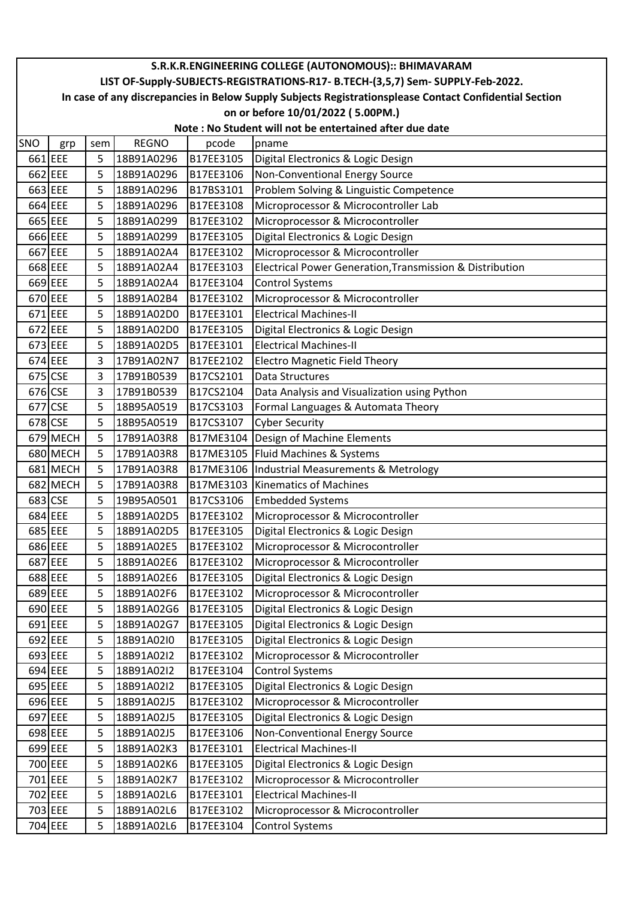# S.R.K.R.ENGINEERING COLLEGE (AUTONOMOUS):: BHIMAVARAM

## LIST OF-Supply-SUBJECTS-REGISTRATIONS-R17- B.TECH-(3,5,7) Sem- SUPPLY-Feb-2022.

**In case of any discrepancies in Below Supply Subjects Registrationsplease Contact Confidential Section on or before 10/01/2022 ( 5.00PM.)**

**Note : No Student will not be entertained after due date**

| SNO | grp | sem | REGNO | pcode | pname |
|---|---|---|---|---|---|
| 661 | EEE | 5 | 18B91A0296 | B17EE3105 | Digital Electronics & Logic Design |
| 662 | EEE | 5 | 18B91A0296 | B17EE3106 | Non-Conventional Energy Source |
| 663 | EEE | 5 | 18B91A0296 | B17BS3101 | Problem Solving & Linguistic Competence |
| 664 | EEE | 5 | 18B91A0296 | B17EE3108 | Microprocessor & Microcontroller Lab |
| 665 | EEE | 5 | 18B91A0299 | B17EE3102 | Microprocessor & Microcontroller |
| 666 | EEE | 5 | 18B91A0299 | B17EE3105 | Digital Electronics & Logic Design |
| 667 | EEE | 5 | 18B91A02A4 | B17EE3102 | Microprocessor & Microcontroller |
| 668 | EEE | 5 | 18B91A02A4 | B17EE3103 | Electrical Power Generation,Transmission & Distribution |
| 669 | EEE | 5 | 18B91A02A4 | B17EE3104 | Control Systems |
| 670 | EEE | 5 | 18B91A02B4 | B17EE3102 | Microprocessor & Microcontroller |
| 671 | EEE | 5 | 18B91A02D0 | B17EE3101 | Electrical Machines-II |
| 672 | EEE | 5 | 18B91A02D0 | B17EE3105 | Digital Electronics & Logic Design |
| 673 | EEE | 5 | 18B91A02D5 | B17EE3101 | Electrical Machines-II |
| 674 | EEE | 3 | 17B91A02N7 | B17EE2102 | Electro Magnetic Field Theory |
| 675 | CSE | 3 | 17B91B0539 | B17CS2101 | Data Structures |
| 676 | CSE | 3 | 17B91B0539 | B17CS2104 | Data Analysis and Visualization using Python |
| 677 | CSE | 5 | 18B95A0519 | B17CS3103 | Formal Languages & Automata Theory |
| 678 | CSE | 5 | 18B95A0519 | B17CS3107 | Cyber Security |
| 679 | MECH | 5 | 17B91A03R8 | B17ME3104 | Design of Machine Elements |
| 680 | MECH | 5 | 17B91A03R8 | B17ME3105 | Fluid Machines & Systems |
| 681 | MECH | 5 | 17B91A03R8 | B17ME3106 | Industrial Measurements & Metrology |
| 682 | MECH | 5 | 17B91A03R8 | B17ME3103 | Kinematics of Machines |
| 683 | CSE | 5 | 19B95A0501 | B17CS3106 | Embedded Systems |
| 684 | EEE | 5 | 18B91A02D5 | B17EE3102 | Microprocessor & Microcontroller |
| 685 | EEE | 5 | 18B91A02D5 | B17EE3105 | Digital Electronics & Logic Design |
| 686 | EEE | 5 | 18B91A02E5 | B17EE3102 | Microprocessor & Microcontroller |
| 687 | EEE | 5 | 18B91A02E6 | B17EE3102 | Microprocessor & Microcontroller |
| 688 | EEE | 5 | 18B91A02E6 | B17EE3105 | Digital Electronics & Logic Design |
| 689 | EEE | 5 | 18B91A02F6 | B17EE3102 | Microprocessor & Microcontroller |
| 690 | EEE | 5 | 18B91A02G6 | B17EE3105 | Digital Electronics & Logic Design |
| 691 | EEE | 5 | 18B91A02G7 | B17EE3105 | Digital Electronics & Logic Design |
| 692 | EEE | 5 | 18B91A02I0 | B17EE3105 | Digital Electronics & Logic Design |
| 693 | EEE | 5 | 18B91A02I2 | B17EE3102 | Microprocessor & Microcontroller |
| 694 | EEE | 5 | 18B91A02I2 | B17EE3104 | Control Systems |
| 695 | EEE | 5 | 18B91A02I2 | B17EE3105 | Digital Electronics & Logic Design |
| 696 | EEE | 5 | 18B91A02J5 | B17EE3102 | Microprocessor & Microcontroller |
| 697 | EEE | 5 | 18B91A02J5 | B17EE3105 | Digital Electronics & Logic Design |
| 698 | EEE | 5 | 18B91A02J5 | B17EE3106 | Non-Conventional Energy Source |
| 699 | EEE | 5 | 18B91A02K3 | B17EE3101 | Electrical Machines-II |
| 700 | EEE | 5 | 18B91A02K6 | B17EE3105 | Digital Electronics & Logic Design |
| 701 | EEE | 5 | 18B91A02K7 | B17EE3102 | Microprocessor & Microcontroller |
| 702 | EEE | 5 | 18B91A02L6 | B17EE3101 | Electrical Machines-II |
| 703 | EEE | 5 | 18B91A02L6 | B17EE3102 | Microprocessor & Microcontroller |
| 704 | EEE | 5 | 18B91A02L6 | B17EE3104 | Control Systems |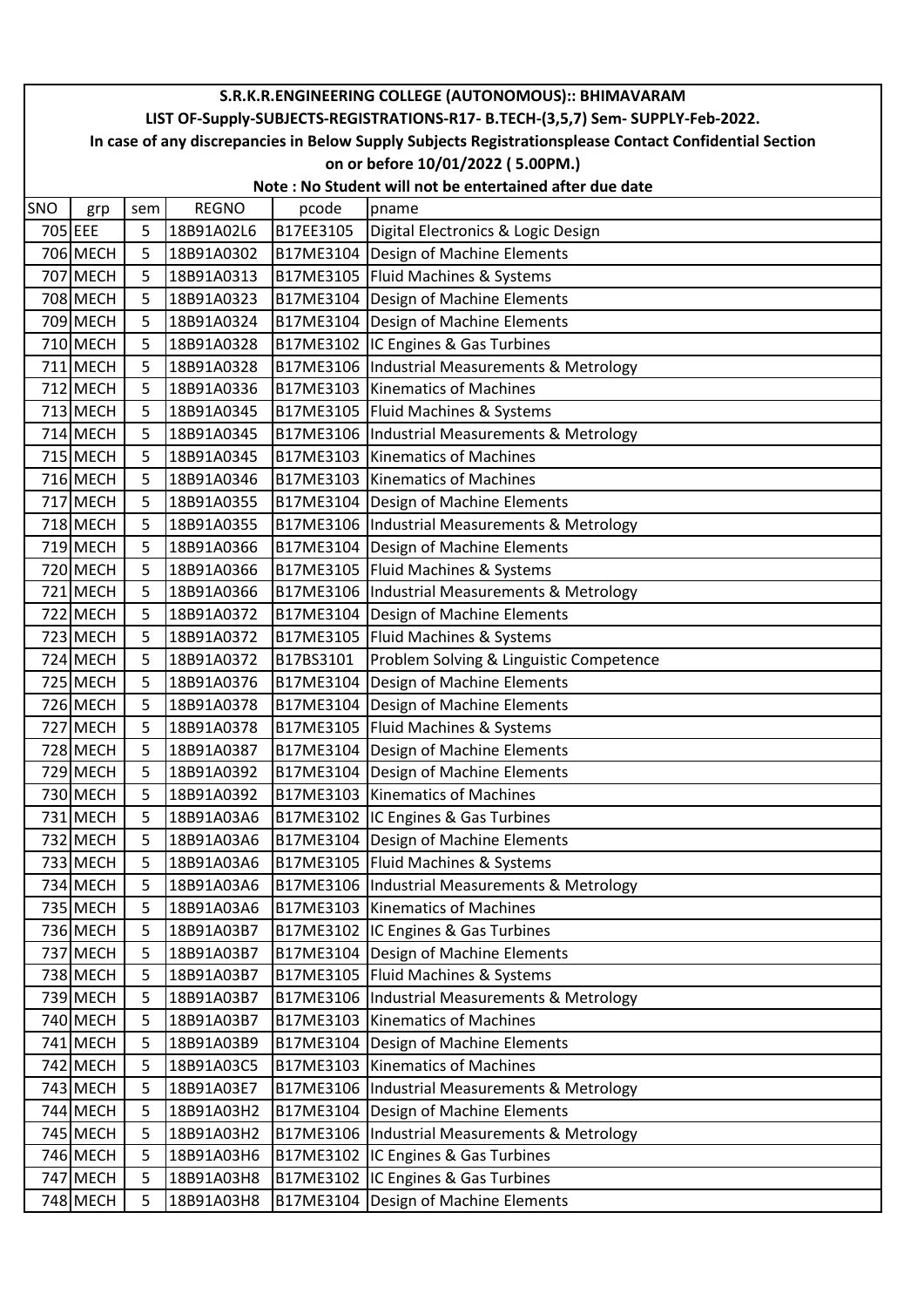# S.R.K.R.ENGINEERING COLLEGE (AUTONOMOUS):: BHIMAVARAM

## LIST OF-Supply-SUBJECTS-REGISTRATIONS-R17- B.TECH-(3,5,7) Sem- SUPPLY-Feb-2022.

### In case of any discrepancies in Below Supply Subjects Registrationsplease Contact Confidential Section on or before 10/01/2022 ( 5.00PM.)

### Note : No Student will not be entertained after due date

| SNO | grp | sem | REGNO | pcode | pname |
|---|---|---|---|---|---|
| 705 | EEE | 5 | 18B91A02L6 | B17EE3105 | Digital Electronics & Logic Design |
| 706 | MECH | 5 | 18B91A0302 | B17ME3104 | Design of Machine Elements |
| 707 | MECH | 5 | 18B91A0313 | B17ME3105 | Fluid Machines & Systems |
| 708 | MECH | 5 | 18B91A0323 | B17ME3104 | Design of Machine Elements |
| 709 | MECH | 5 | 18B91A0324 | B17ME3104 | Design of Machine Elements |
| 710 | MECH | 5 | 18B91A0328 | B17ME3102 | IC Engines & Gas Turbines |
| 711 | MECH | 5 | 18B91A0328 | B17ME3106 | Industrial Measurements & Metrology |
| 712 | MECH | 5 | 18B91A0336 | B17ME3103 | Kinematics of Machines |
| 713 | MECH | 5 | 18B91A0345 | B17ME3105 | Fluid Machines & Systems |
| 714 | MECH | 5 | 18B91A0345 | B17ME3106 | Industrial Measurements & Metrology |
| 715 | MECH | 5 | 18B91A0345 | B17ME3103 | Kinematics of Machines |
| 716 | MECH | 5 | 18B91A0346 | B17ME3103 | Kinematics of Machines |
| 717 | MECH | 5 | 18B91A0355 | B17ME3104 | Design of Machine Elements |
| 718 | MECH | 5 | 18B91A0355 | B17ME3106 | Industrial Measurements & Metrology |
| 719 | MECH | 5 | 18B91A0366 | B17ME3104 | Design of Machine Elements |
| 720 | MECH | 5 | 18B91A0366 | B17ME3105 | Fluid Machines & Systems |
| 721 | MECH | 5 | 18B91A0366 | B17ME3106 | Industrial Measurements & Metrology |
| 722 | MECH | 5 | 18B91A0372 | B17ME3104 | Design of Machine Elements |
| 723 | MECH | 5 | 18B91A0372 | B17ME3105 | Fluid Machines & Systems |
| 724 | MECH | 5 | 18B91A0372 | B17BS3101 | Problem Solving & Linguistic Competence |
| 725 | MECH | 5 | 18B91A0376 | B17ME3104 | Design of Machine Elements |
| 726 | MECH | 5 | 18B91A0378 | B17ME3104 | Design of Machine Elements |
| 727 | MECH | 5 | 18B91A0378 | B17ME3105 | Fluid Machines & Systems |
| 728 | MECH | 5 | 18B91A0387 | B17ME3104 | Design of Machine Elements |
| 729 | MECH | 5 | 18B91A0392 | B17ME3104 | Design of Machine Elements |
| 730 | MECH | 5 | 18B91A0392 | B17ME3103 | Kinematics of Machines |
| 731 | MECH | 5 | 18B91A03A6 | B17ME3102 | IC Engines & Gas Turbines |
| 732 | MECH | 5 | 18B91A03A6 | B17ME3104 | Design of Machine Elements |
| 733 | MECH | 5 | 18B91A03A6 | B17ME3105 | Fluid Machines & Systems |
| 734 | MECH | 5 | 18B91A03A6 | B17ME3106 | Industrial Measurements & Metrology |
| 735 | MECH | 5 | 18B91A03A6 | B17ME3103 | Kinematics of Machines |
| 736 | MECH | 5 | 18B91A03B7 | B17ME3102 | IC Engines & Gas Turbines |
| 737 | MECH | 5 | 18B91A03B7 | B17ME3104 | Design of Machine Elements |
| 738 | MECH | 5 | 18B91A03B7 | B17ME3105 | Fluid Machines & Systems |
| 739 | MECH | 5 | 18B91A03B7 | B17ME3106 | Industrial Measurements & Metrology |
| 740 | MECH | 5 | 18B91A03B7 | B17ME3103 | Kinematics of Machines |
| 741 | MECH | 5 | 18B91A03B9 | B17ME3104 | Design of Machine Elements |
| 742 | MECH | 5 | 18B91A03C5 | B17ME3103 | Kinematics of Machines |
| 743 | MECH | 5 | 18B91A03E7 | B17ME3106 | Industrial Measurements & Metrology |
| 744 | MECH | 5 | 18B91A03H2 | B17ME3104 | Design of Machine Elements |
| 745 | MECH | 5 | 18B91A03H2 | B17ME3106 | Industrial Measurements & Metrology |
| 746 | MECH | 5 | 18B91A03H6 | B17ME3102 | IC Engines & Gas Turbines |
| 747 | MECH | 5 | 18B91A03H8 | B17ME3102 | IC Engines & Gas Turbines |
| 748 | MECH | 5 | 18B91A03H8 | B17ME3104 | Design of Machine Elements |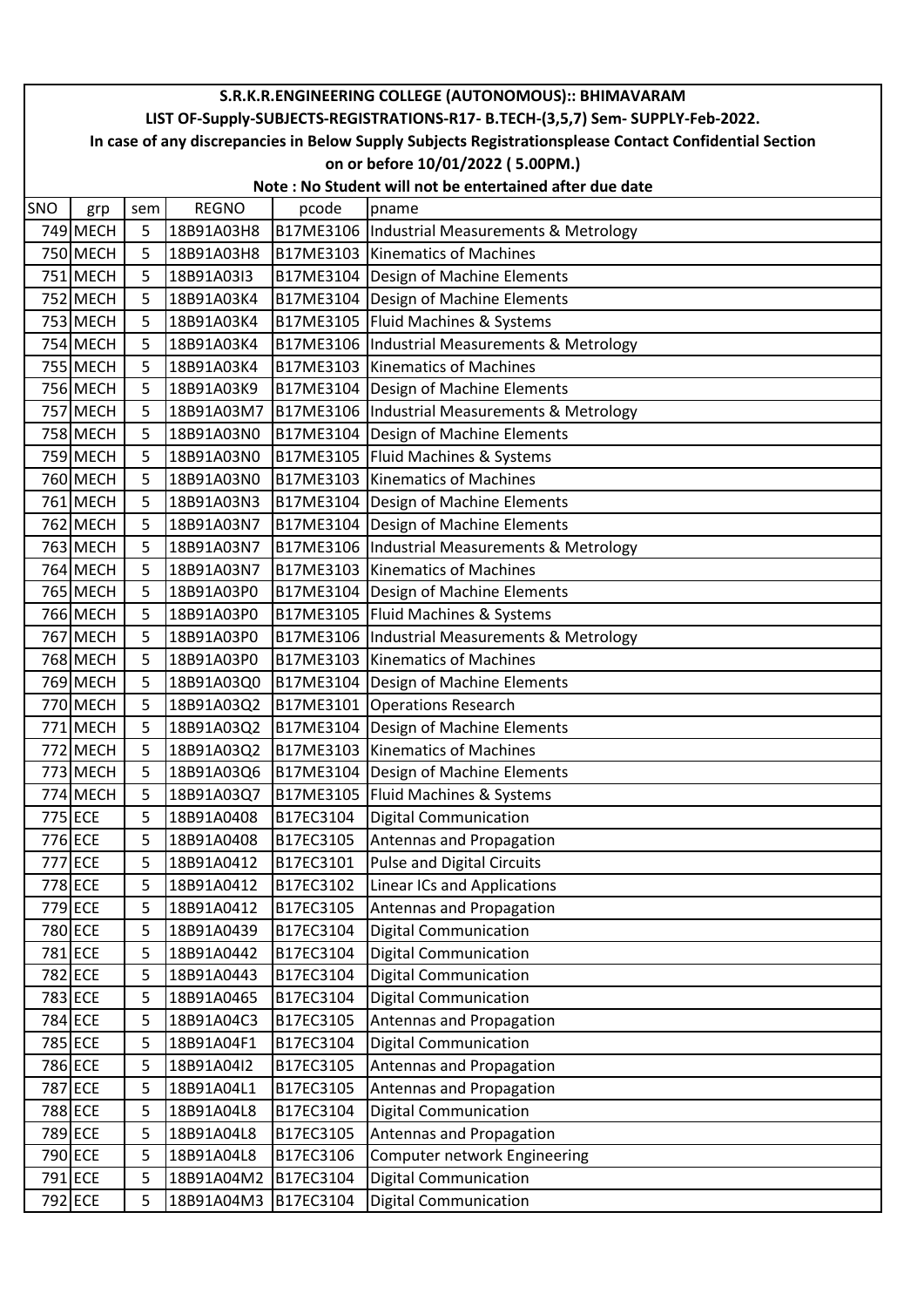**S.R.K.R.ENGINEERING COLLEGE (AUTONOMOUS):: BHIMAVARAM**

**LIST OF-Supply-SUBJECTS-REGISTRATIONS-R17- B.TECH-(3,5,7) Sem- SUPPLY-Feb-2022.**

**In case of any discrepancies in Below Supply Subjects Registrationsplease Contact Confidential Section on or before 10/01/2022 ( 5.00PM.)**

**Note : No Student will not be entertained after due date**

| SNO | grp | sem | REGNO | pcode | pname |
|---|---|---|---|---|---|
| 749 | MECH | 5 | 18B91A03H8 | B17ME3106 | Industrial Measurements & Metrology |
| 750 | MECH | 5 | 18B91A03H8 | B17ME3103 | Kinematics of Machines |
| 751 | MECH | 5 | 18B91A03I3 | B17ME3104 | Design of Machine Elements |
| 752 | MECH | 5 | 18B91A03K4 | B17ME3104 | Design of Machine Elements |
| 753 | MECH | 5 | 18B91A03K4 | B17ME3105 | Fluid Machines & Systems |
| 754 | MECH | 5 | 18B91A03K4 | B17ME3106 | Industrial Measurements & Metrology |
| 755 | MECH | 5 | 18B91A03K4 | B17ME3103 | Kinematics of Machines |
| 756 | MECH | 5 | 18B91A03K9 | B17ME3104 | Design of Machine Elements |
| 757 | MECH | 5 | 18B91A03M7 | B17ME3106 | Industrial Measurements & Metrology |
| 758 | MECH | 5 | 18B91A03N0 | B17ME3104 | Design of Machine Elements |
| 759 | MECH | 5 | 18B91A03N0 | B17ME3105 | Fluid Machines & Systems |
| 760 | MECH | 5 | 18B91A03N0 | B17ME3103 | Kinematics of Machines |
| 761 | MECH | 5 | 18B91A03N3 | B17ME3104 | Design of Machine Elements |
| 762 | MECH | 5 | 18B91A03N7 | B17ME3104 | Design of Machine Elements |
| 763 | MECH | 5 | 18B91A03N7 | B17ME3106 | Industrial Measurements & Metrology |
| 764 | MECH | 5 | 18B91A03N7 | B17ME3103 | Kinematics of Machines |
| 765 | MECH | 5 | 18B91A03P0 | B17ME3104 | Design of Machine Elements |
| 766 | MECH | 5 | 18B91A03P0 | B17ME3105 | Fluid Machines & Systems |
| 767 | MECH | 5 | 18B91A03P0 | B17ME3106 | Industrial Measurements & Metrology |
| 768 | MECH | 5 | 18B91A03P0 | B17ME3103 | Kinematics of Machines |
| 769 | MECH | 5 | 18B91A03Q0 | B17ME3104 | Design of Machine Elements |
| 770 | MECH | 5 | 18B91A03Q2 | B17ME3101 | Operations Research |
| 771 | MECH | 5 | 18B91A03Q2 | B17ME3104 | Design of Machine Elements |
| 772 | MECH | 5 | 18B91A03Q2 | B17ME3103 | Kinematics of Machines |
| 773 | MECH | 5 | 18B91A03Q6 | B17ME3104 | Design of Machine Elements |
| 774 | MECH | 5 | 18B91A03Q7 | B17ME3105 | Fluid Machines & Systems |
| 775 | ECE | 5 | 18B91A0408 | B17EC3104 | Digital Communication |
| 776 | ECE | 5 | 18B91A0408 | B17EC3105 | Antennas and Propagation |
| 777 | ECE | 5 | 18B91A0412 | B17EC3101 | Pulse and Digital Circuits |
| 778 | ECE | 5 | 18B91A0412 | B17EC3102 | Linear ICs and Applications |
| 779 | ECE | 5 | 18B91A0412 | B17EC3105 | Antennas and Propagation |
| 780 | ECE | 5 | 18B91A0439 | B17EC3104 | Digital Communication |
| 781 | ECE | 5 | 18B91A0442 | B17EC3104 | Digital Communication |
| 782 | ECE | 5 | 18B91A0443 | B17EC3104 | Digital Communication |
| 783 | ECE | 5 | 18B91A0465 | B17EC3104 | Digital Communication |
| 784 | ECE | 5 | 18B91A04C3 | B17EC3105 | Antennas and Propagation |
| 785 | ECE | 5 | 18B91A04F1 | B17EC3104 | Digital Communication |
| 786 | ECE | 5 | 18B91A04I2 | B17EC3105 | Antennas and Propagation |
| 787 | ECE | 5 | 18B91A04L1 | B17EC3105 | Antennas and Propagation |
| 788 | ECE | 5 | 18B91A04L8 | B17EC3104 | Digital Communication |
| 789 | ECE | 5 | 18B91A04L8 | B17EC3105 | Antennas and Propagation |
| 790 | ECE | 5 | 18B91A04L8 | B17EC3106 | Computer network Engineering |
| 791 | ECE | 5 | 18B91A04M2 | B17EC3104 | Digital Communication |
| 792 | ECE | 5 | 18B91A04M3 | B17EC3104 | Digital Communication |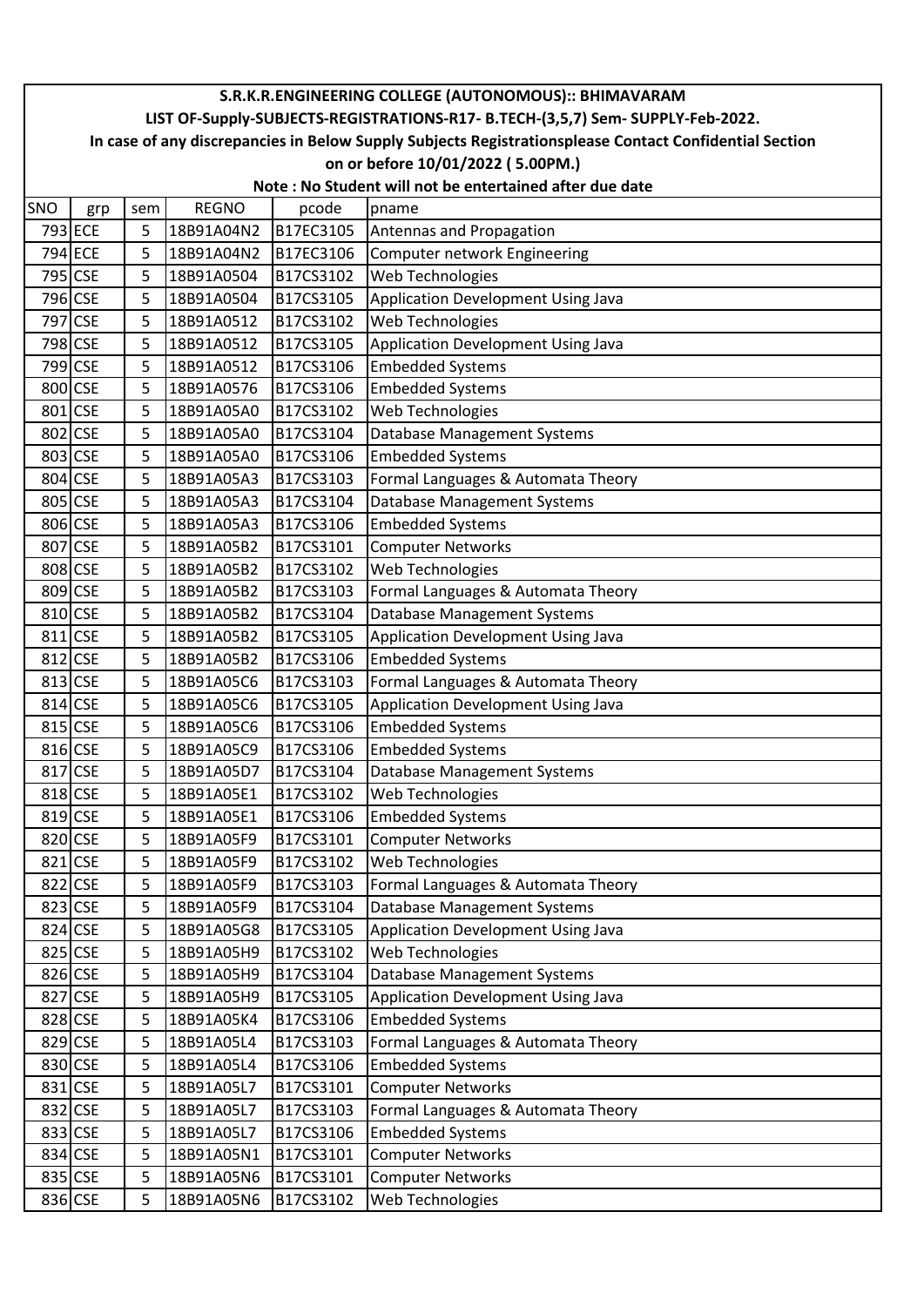# S.R.K.R.ENGINEERING COLLEGE (AUTONOMOUS):: BHIMAVARAM

## LIST OF-Supply-SUBJECTS-REGISTRATIONS-R17- B.TECH-(3,5,7) Sem- SUPPLY-Feb-2022.

**In case of any discrepancies in Below Supply Subjects Registrationsplease Contact Confidential Section on or before 10/01/2022 ( 5.00PM.)**

**Note : No Student will not be entertained after due date**

| SNO | grp | sem | REGNO | pcode | pname |
|---|---|---|---|---|---|
| 793 | ECE | 5 | 18B91A04N2 | B17EC3105 | Antennas and Propagation |
| 794 | ECE | 5 | 18B91A04N2 | B17EC3106 | Computer network Engineering |
| 795 | CSE | 5 | 18B91A0504 | B17CS3102 | Web Technologies |
| 796 | CSE | 5 | 18B91A0504 | B17CS3105 | Application Development Using Java |
| 797 | CSE | 5 | 18B91A0512 | B17CS3102 | Web Technologies |
| 798 | CSE | 5 | 18B91A0512 | B17CS3105 | Application Development Using Java |
| 799 | CSE | 5 | 18B91A0512 | B17CS3106 | Embedded Systems |
| 800 | CSE | 5 | 18B91A0576 | B17CS3106 | Embedded Systems |
| 801 | CSE | 5 | 18B91A05A0 | B17CS3102 | Web Technologies |
| 802 | CSE | 5 | 18B91A05A0 | B17CS3104 | Database Management Systems |
| 803 | CSE | 5 | 18B91A05A0 | B17CS3106 | Embedded Systems |
| 804 | CSE | 5 | 18B91A05A3 | B17CS3103 | Formal Languages & Automata Theory |
| 805 | CSE | 5 | 18B91A05A3 | B17CS3104 | Database Management Systems |
| 806 | CSE | 5 | 18B91A05A3 | B17CS3106 | Embedded Systems |
| 807 | CSE | 5 | 18B91A05B2 | B17CS3101 | Computer Networks |
| 808 | CSE | 5 | 18B91A05B2 | B17CS3102 | Web Technologies |
| 809 | CSE | 5 | 18B91A05B2 | B17CS3103 | Formal Languages & Automata Theory |
| 810 | CSE | 5 | 18B91A05B2 | B17CS3104 | Database Management Systems |
| 811 | CSE | 5 | 18B91A05B2 | B17CS3105 | Application Development Using Java |
| 812 | CSE | 5 | 18B91A05B2 | B17CS3106 | Embedded Systems |
| 813 | CSE | 5 | 18B91A05C6 | B17CS3103 | Formal Languages & Automata Theory |
| 814 | CSE | 5 | 18B91A05C6 | B17CS3105 | Application Development Using Java |
| 815 | CSE | 5 | 18B91A05C6 | B17CS3106 | Embedded Systems |
| 816 | CSE | 5 | 18B91A05C9 | B17CS3106 | Embedded Systems |
| 817 | CSE | 5 | 18B91A05D7 | B17CS3104 | Database Management Systems |
| 818 | CSE | 5 | 18B91A05E1 | B17CS3102 | Web Technologies |
| 819 | CSE | 5 | 18B91A05E1 | B17CS3106 | Embedded Systems |
| 820 | CSE | 5 | 18B91A05F9 | B17CS3101 | Computer Networks |
| 821 | CSE | 5 | 18B91A05F9 | B17CS3102 | Web Technologies |
| 822 | CSE | 5 | 18B91A05F9 | B17CS3103 | Formal Languages & Automata Theory |
| 823 | CSE | 5 | 18B91A05F9 | B17CS3104 | Database Management Systems |
| 824 | CSE | 5 | 18B91A05G8 | B17CS3105 | Application Development Using Java |
| 825 | CSE | 5 | 18B91A05H9 | B17CS3102 | Web Technologies |
| 826 | CSE | 5 | 18B91A05H9 | B17CS3104 | Database Management Systems |
| 827 | CSE | 5 | 18B91A05H9 | B17CS3105 | Application Development Using Java |
| 828 | CSE | 5 | 18B91A05K4 | B17CS3106 | Embedded Systems |
| 829 | CSE | 5 | 18B91A05L4 | B17CS3103 | Formal Languages & Automata Theory |
| 830 | CSE | 5 | 18B91A05L4 | B17CS3106 | Embedded Systems |
| 831 | CSE | 5 | 18B91A05L7 | B17CS3101 | Computer Networks |
| 832 | CSE | 5 | 18B91A05L7 | B17CS3103 | Formal Languages & Automata Theory |
| 833 | CSE | 5 | 18B91A05L7 | B17CS3106 | Embedded Systems |
| 834 | CSE | 5 | 18B91A05N1 | B17CS3101 | Computer Networks |
| 835 | CSE | 5 | 18B91A05N6 | B17CS3101 | Computer Networks |
| 836 | CSE | 5 | 18B91A05N6 | B17CS3102 | Web Technologies |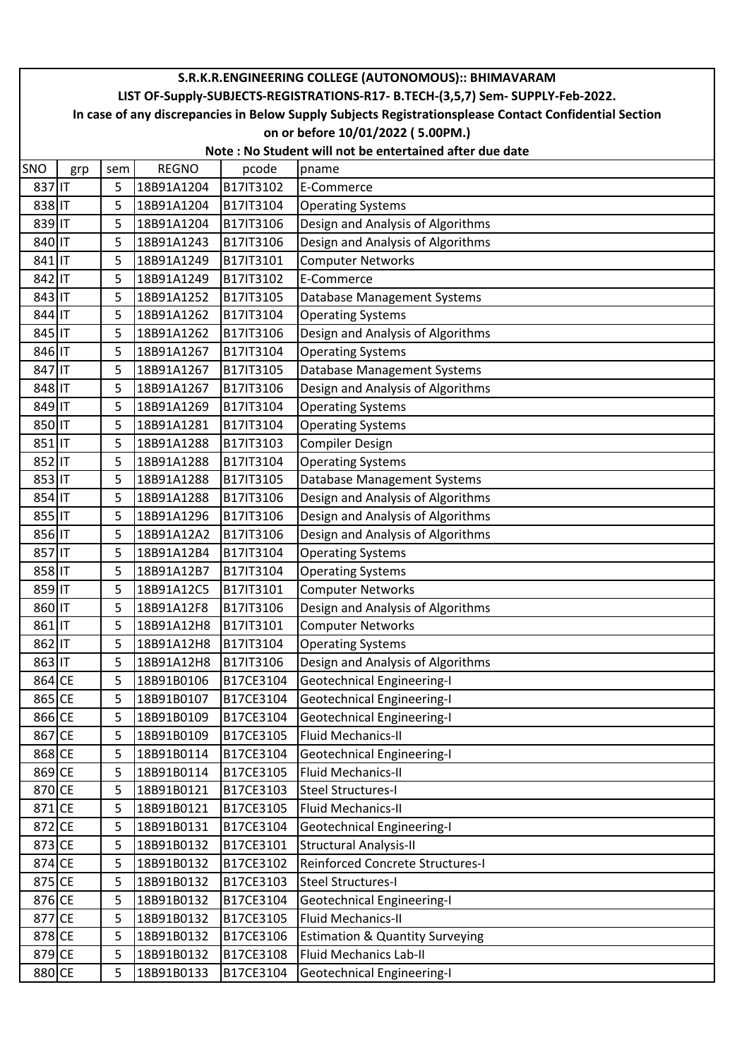# S.R.K.R.ENGINEERING COLLEGE (AUTONOMOUS):: BHIMAVARAM

## LIST OF-Supply-SUBJECTS-REGISTRATIONS-R17- B.TECH-(3,5,7) Sem- SUPPLY-Feb-2022.

**In case of any discrepancies in Below Supply Subjects Registrationsplease Contact Confidential Section on or before 10/01/2022 ( 5.00PM.)**

**Note : No Student will not be entertained after due date**

| SNO | grp | sem | REGNO | pcode | pname |
|---|---|---|---|---|---|
| 837 | IT | 5 | 18B91A1204 | B17IT3102 | E-Commerce |
| 838 | IT | 5 | 18B91A1204 | B17IT3104 | Operating Systems |
| 839 | IT | 5 | 18B91A1204 | B17IT3106 | Design and Analysis of Algorithms |
| 840 | IT | 5 | 18B91A1243 | B17IT3106 | Design and Analysis of Algorithms |
| 841 | IT | 5 | 18B91A1249 | B17IT3101 | Computer Networks |
| 842 | IT | 5 | 18B91A1249 | B17IT3102 | E-Commerce |
| 843 | IT | 5 | 18B91A1252 | B17IT3105 | Database Management Systems |
| 844 | IT | 5 | 18B91A1262 | B17IT3104 | Operating Systems |
| 845 | IT | 5 | 18B91A1262 | B17IT3106 | Design and Analysis of Algorithms |
| 846 | IT | 5 | 18B91A1267 | B17IT3104 | Operating Systems |
| 847 | IT | 5 | 18B91A1267 | B17IT3105 | Database Management Systems |
| 848 | IT | 5 | 18B91A1267 | B17IT3106 | Design and Analysis of Algorithms |
| 849 | IT | 5 | 18B91A1269 | B17IT3104 | Operating Systems |
| 850 | IT | 5 | 18B91A1281 | B17IT3104 | Operating Systems |
| 851 | IT | 5 | 18B91A1288 | B17IT3103 | Compiler Design |
| 852 | IT | 5 | 18B91A1288 | B17IT3104 | Operating Systems |
| 853 | IT | 5 | 18B91A1288 | B17IT3105 | Database Management Systems |
| 854 | IT | 5 | 18B91A1288 | B17IT3106 | Design and Analysis of Algorithms |
| 855 | IT | 5 | 18B91A1296 | B17IT3106 | Design and Analysis of Algorithms |
| 856 | IT | 5 | 18B91A12A2 | B17IT3106 | Design and Analysis of Algorithms |
| 857 | IT | 5 | 18B91A12B4 | B17IT3104 | Operating Systems |
| 858 | IT | 5 | 18B91A12B7 | B17IT3104 | Operating Systems |
| 859 | IT | 5 | 18B91A12C5 | B17IT3101 | Computer Networks |
| 860 | IT | 5 | 18B91A12F8 | B17IT3106 | Design and Analysis of Algorithms |
| 861 | IT | 5 | 18B91A12H8 | B17IT3101 | Computer Networks |
| 862 | IT | 5 | 18B91A12H8 | B17IT3104 | Operating Systems |
| 863 | IT | 5 | 18B91A12H8 | B17IT3106 | Design and Analysis of Algorithms |
| 864 | CE | 5 | 18B91B0106 | B17CE3104 | Geotechnical Engineering-I |
| 865 | CE | 5 | 18B91B0107 | B17CE3104 | Geotechnical Engineering-I |
| 866 | CE | 5 | 18B91B0109 | B17CE3104 | Geotechnical Engineering-I |
| 867 | CE | 5 | 18B91B0109 | B17CE3105 | Fluid Mechanics-II |
| 868 | CE | 5 | 18B91B0114 | B17CE3104 | Geotechnical Engineering-I |
| 869 | CE | 5 | 18B91B0114 | B17CE3105 | Fluid Mechanics-II |
| 870 | CE | 5 | 18B91B0121 | B17CE3103 | Steel Structures-I |
| 871 | CE | 5 | 18B91B0121 | B17CE3105 | Fluid Mechanics-II |
| 872 | CE | 5 | 18B91B0131 | B17CE3104 | Geotechnical Engineering-I |
| 873 | CE | 5 | 18B91B0132 | B17CE3101 | Structural Analysis-II |
| 874 | CE | 5 | 18B91B0132 | B17CE3102 | Reinforced Concrete Structures-I |
| 875 | CE | 5 | 18B91B0132 | B17CE3103 | Steel Structures-I |
| 876 | CE | 5 | 18B91B0132 | B17CE3104 | Geotechnical Engineering-I |
| 877 | CE | 5 | 18B91B0132 | B17CE3105 | Fluid Mechanics-II |
| 878 | CE | 5 | 18B91B0132 | B17CE3106 | Estimation & Quantity Surveying |
| 879 | CE | 5 | 18B91B0132 | B17CE3108 | Fluid Mechanics Lab-II |
| 880 | CE | 5 | 18B91B0133 | B17CE3104 | Geotechnical Engineering-I |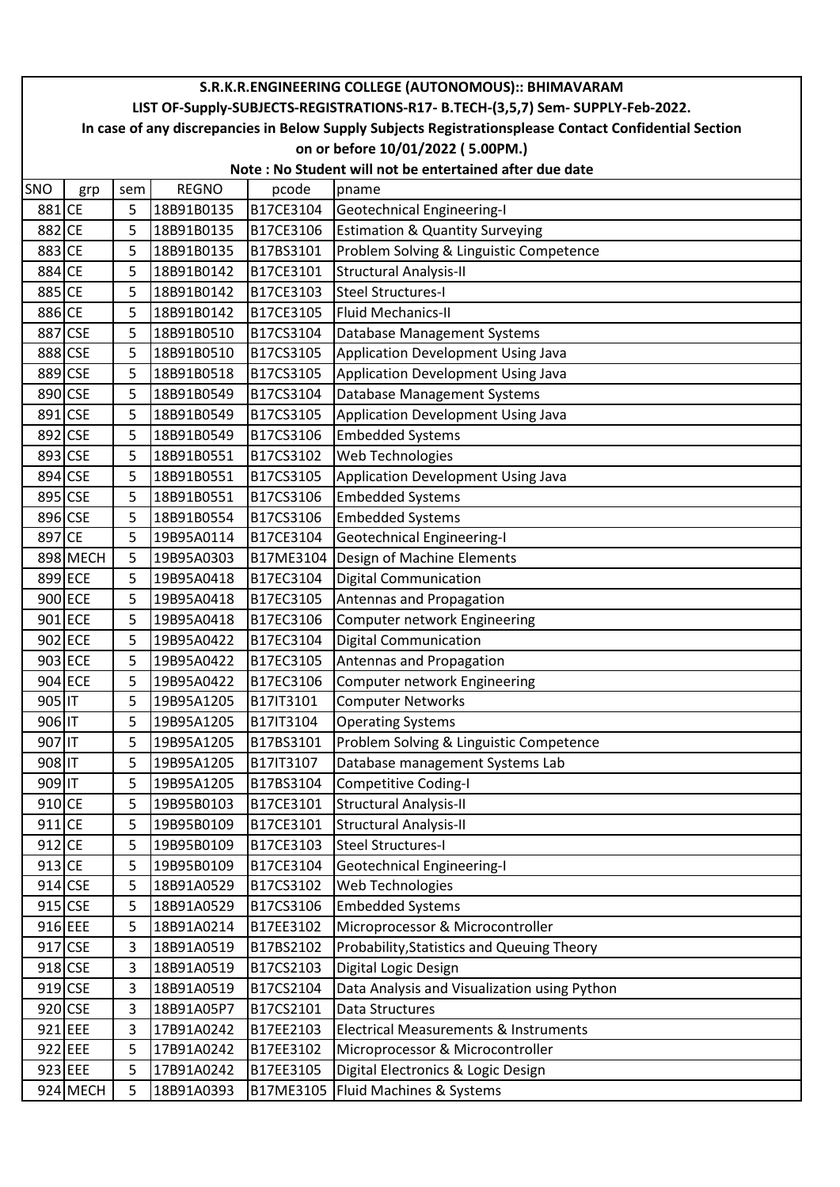S.R.K.R.ENGINEERING COLLEGE (AUTONOMOUS):: BHIMAVARAM

LIST OF-Supply-SUBJECTS-REGISTRATIONS-R17- B.TECH-(3,5,7) Sem- SUPPLY-Feb-2022.

In case of any discrepancies in Below Supply Subjects Registrationsplease Contact Confidential Section on or before 10/01/2022 ( 5.00PM.)

Note : No Student will not be entertained after due date

| SNO | grp | sem | REGNO | pcode | pname |
|---|---|---|---|---|---|
| 881 | CE | 5 | 18B91B0135 | B17CE3104 | Geotechnical Engineering-I |
| 882 | CE | 5 | 18B91B0135 | B17CE3106 | Estimation & Quantity Surveying |
| 883 | CE | 5 | 18B91B0135 | B17BS3101 | Problem Solving & Linguistic Competence |
| 884 | CE | 5 | 18B91B0142 | B17CE3101 | Structural Analysis-II |
| 885 | CE | 5 | 18B91B0142 | B17CE3103 | Steel Structures-I |
| 886 | CE | 5 | 18B91B0142 | B17CE3105 | Fluid Mechanics-II |
| 887 | CSE | 5 | 18B91B0510 | B17CS3104 | Database Management Systems |
| 888 | CSE | 5 | 18B91B0510 | B17CS3105 | Application Development Using Java |
| 889 | CSE | 5 | 18B91B0518 | B17CS3105 | Application Development Using Java |
| 890 | CSE | 5 | 18B91B0549 | B17CS3104 | Database Management Systems |
| 891 | CSE | 5 | 18B91B0549 | B17CS3105 | Application Development Using Java |
| 892 | CSE | 5 | 18B91B0549 | B17CS3106 | Embedded Systems |
| 893 | CSE | 5 | 18B91B0551 | B17CS3102 | Web Technologies |
| 894 | CSE | 5 | 18B91B0551 | B17CS3105 | Application Development Using Java |
| 895 | CSE | 5 | 18B91B0551 | B17CS3106 | Embedded Systems |
| 896 | CSE | 5 | 18B91B0554 | B17CS3106 | Embedded Systems |
| 897 | CE | 5 | 19B95A0114 | B17CE3104 | Geotechnical Engineering-I |
| 898 | MECH | 5 | 19B95A0303 | B17ME3104 | Design of Machine Elements |
| 899 | ECE | 5 | 19B95A0418 | B17EC3104 | Digital Communication |
| 900 | ECE | 5 | 19B95A0418 | B17EC3105 | Antennas and Propagation |
| 901 | ECE | 5 | 19B95A0418 | B17EC3106 | Computer network Engineering |
| 902 | ECE | 5 | 19B95A0422 | B17EC3104 | Digital Communication |
| 903 | ECE | 5 | 19B95A0422 | B17EC3105 | Antennas and Propagation |
| 904 | ECE | 5 | 19B95A0422 | B17EC3106 | Computer network Engineering |
| 905 | IT | 5 | 19B95A1205 | B17IT3101 | Computer Networks |
| 906 | IT | 5 | 19B95A1205 | B17IT3104 | Operating Systems |
| 907 | IT | 5 | 19B95A1205 | B17BS3101 | Problem Solving & Linguistic Competence |
| 908 | IT | 5 | 19B95A1205 | B17IT3107 | Database management Systems Lab |
| 909 | IT | 5 | 19B95A1205 | B17BS3104 | Competitive Coding-I |
| 910 | CE | 5 | 19B95B0103 | B17CE3101 | Structural Analysis-II |
| 911 | CE | 5 | 19B95B0109 | B17CE3101 | Structural Analysis-II |
| 912 | CE | 5 | 19B95B0109 | B17CE3103 | Steel Structures-I |
| 913 | CE | 5 | 19B95B0109 | B17CE3104 | Geotechnical Engineering-I |
| 914 | CSE | 5 | 18B91A0529 | B17CS3102 | Web Technologies |
| 915 | CSE | 5 | 18B91A0529 | B17CS3106 | Embedded Systems |
| 916 | EEE | 5 | 18B91A0214 | B17EE3102 | Microprocessor & Microcontroller |
| 917 | CSE | 3 | 18B91A0519 | B17BS2102 | Probability,Statistics and Queuing Theory |
| 918 | CSE | 3 | 18B91A0519 | B17CS2103 | Digital Logic Design |
| 919 | CSE | 3 | 18B91A0519 | B17CS2104 | Data Analysis and Visualization using Python |
| 920 | CSE | 3 | 18B91A05P7 | B17CS2101 | Data Structures |
| 921 | EEE | 3 | 17B91A0242 | B17EE2103 | Electrical Measurements & Instruments |
| 922 | EEE | 5 | 17B91A0242 | B17EE3102 | Microprocessor & Microcontroller |
| 923 | EEE | 5 | 17B91A0242 | B17EE3105 | Digital Electronics & Logic Design |
| 924 | MECH | 5 | 18B91A0393 | B17ME3105 | Fluid Machines & Systems |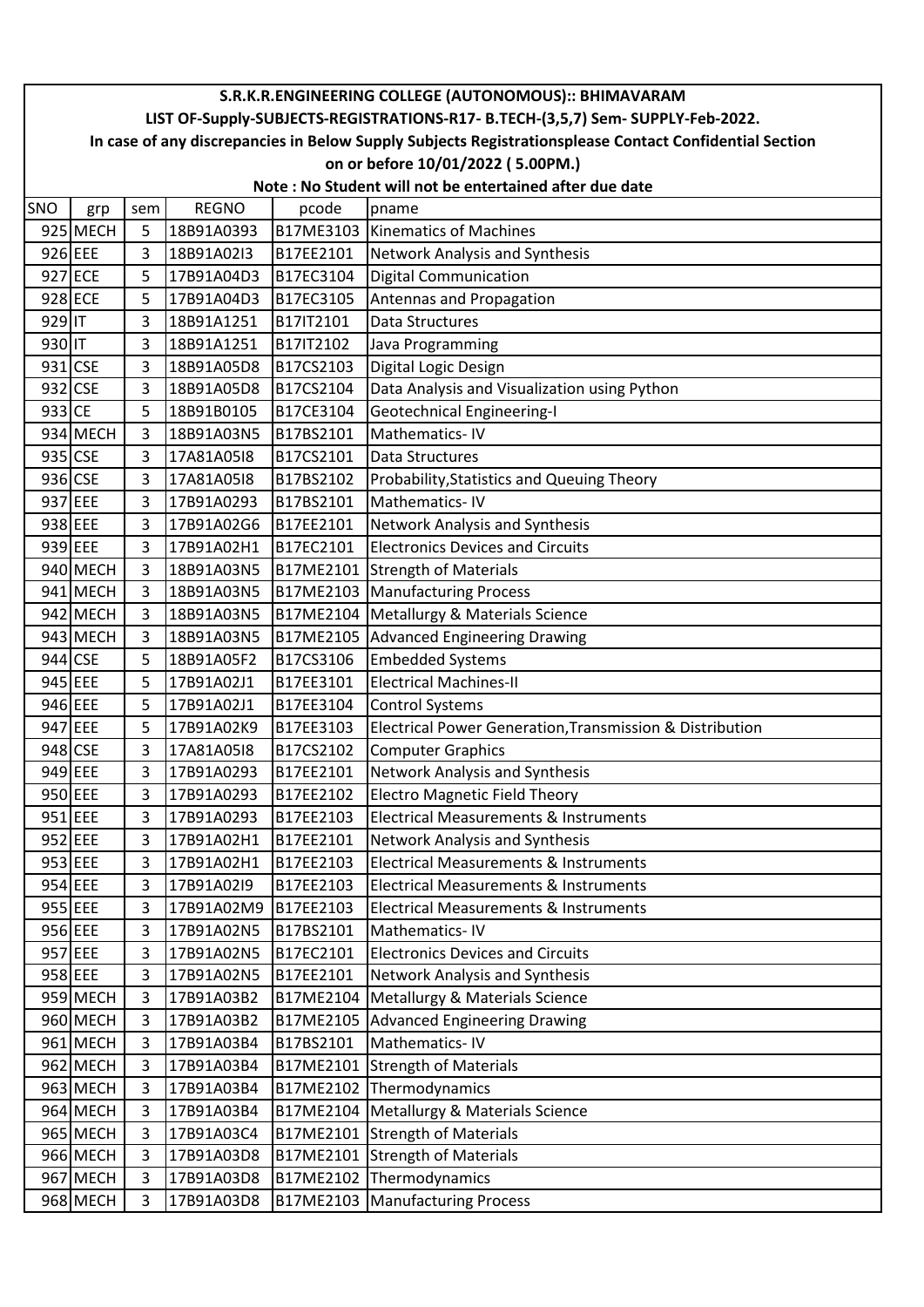# S.R.K.R.ENGINEERING COLLEGE (AUTONOMOUS):: BHIMAVARAM

## LIST OF-Supply-SUBJECTS-REGISTRATIONS-R17- B.TECH-(3,5,7) Sem- SUPPLY-Feb-2022.

**In case of any discrepancies in Below Supply Subjects Registrationsplease Contact Confidential Section on or before 10/01/2022 ( 5.00PM.)**

**Note : No Student will not be entertained after due date**

| SNO | grp | sem | REGNO | pcode | pname |
|---|---|---|---|---|---|
| 925 | MECH | 5 | 18B91A0393 | B17ME3103 | Kinematics of Machines |
| 926 | EEE | 3 | 18B91A02I3 | B17EE2101 | Network Analysis and Synthesis |
| 927 | ECE | 5 | 17B91A04D3 | B17EC3104 | Digital Communication |
| 928 | ECE | 5 | 17B91A04D3 | B17EC3105 | Antennas and Propagation |
| 929 | IT | 3 | 18B91A1251 | B17IT2101 | Data Structures |
| 930 | IT | 3 | 18B91A1251 | B17IT2102 | Java Programming |
| 931 | CSE | 3 | 18B91A05D8 | B17CS2103 | Digital Logic Design |
| 932 | CSE | 3 | 18B91A05D8 | B17CS2104 | Data Analysis and Visualization using Python |
| 933 | CE | 5 | 18B91B0105 | B17CE3104 | Geotechnical Engineering-I |
| 934 | MECH | 3 | 18B91A03N5 | B17BS2101 | Mathematics- IV |
| 935 | CSE | 3 | 17A81A05I8 | B17CS2101 | Data Structures |
| 936 | CSE | 3 | 17A81A05I8 | B17BS2102 | Probability,Statistics and Queuing Theory |
| 937 | EEE | 3 | 17B91A0293 | B17BS2101 | Mathematics- IV |
| 938 | EEE | 3 | 17B91A02G6 | B17EE2101 | Network Analysis and Synthesis |
| 939 | EEE | 3 | 17B91A02H1 | B17EC2101 | Electronics Devices and Circuits |
| 940 | MECH | 3 | 18B91A03N5 | B17ME2101 | Strength of Materials |
| 941 | MECH | 3 | 18B91A03N5 | B17ME2103 | Manufacturing Process |
| 942 | MECH | 3 | 18B91A03N5 | B17ME2104 | Metallurgy & Materials Science |
| 943 | MECH | 3 | 18B91A03N5 | B17ME2105 | Advanced Engineering Drawing |
| 944 | CSE | 5 | 18B91A05F2 | B17CS3106 | Embedded Systems |
| 945 | EEE | 5 | 17B91A02J1 | B17EE3101 | Electrical Machines-II |
| 946 | EEE | 5 | 17B91A02J1 | B17EE3104 | Control Systems |
| 947 | EEE | 5 | 17B91A02K9 | B17EE3103 | Electrical Power Generation,Transmission & Distribution |
| 948 | CSE | 3 | 17A81A05I8 | B17CS2102 | Computer Graphics |
| 949 | EEE | 3 | 17B91A0293 | B17EE2101 | Network Analysis and Synthesis |
| 950 | EEE | 3 | 17B91A0293 | B17EE2102 | Electro Magnetic Field Theory |
| 951 | EEE | 3 | 17B91A0293 | B17EE2103 | Electrical Measurements & Instruments |
| 952 | EEE | 3 | 17B91A02H1 | B17EE2101 | Network Analysis and Synthesis |
| 953 | EEE | 3 | 17B91A02H1 | B17EE2103 | Electrical Measurements & Instruments |
| 954 | EEE | 3 | 17B91A02I9 | B17EE2103 | Electrical Measurements & Instruments |
| 955 | EEE | 3 | 17B91A02M9 | B17EE2103 | Electrical Measurements & Instruments |
| 956 | EEE | 3 | 17B91A02N5 | B17BS2101 | Mathematics- IV |
| 957 | EEE | 3 | 17B91A02N5 | B17EC2101 | Electronics Devices and Circuits |
| 958 | EEE | 3 | 17B91A02N5 | B17EE2101 | Network Analysis and Synthesis |
| 959 | MECH | 3 | 17B91A03B2 | B17ME2104 | Metallurgy & Materials Science |
| 960 | MECH | 3 | 17B91A03B2 | B17ME2105 | Advanced Engineering Drawing |
| 961 | MECH | 3 | 17B91A03B4 | B17BS2101 | Mathematics- IV |
| 962 | MECH | 3 | 17B91A03B4 | B17ME2101 | Strength of Materials |
| 963 | MECH | 3 | 17B91A03B4 | B17ME2102 | Thermodynamics |
| 964 | MECH | 3 | 17B91A03B4 | B17ME2104 | Metallurgy & Materials Science |
| 965 | MECH | 3 | 17B91A03C4 | B17ME2101 | Strength of Materials |
| 966 | MECH | 3 | 17B91A03D8 | B17ME2101 | Strength of Materials |
| 967 | MECH | 3 | 17B91A03D8 | B17ME2102 | Thermodynamics |
| 968 | MECH | 3 | 17B91A03D8 | B17ME2103 | Manufacturing Process |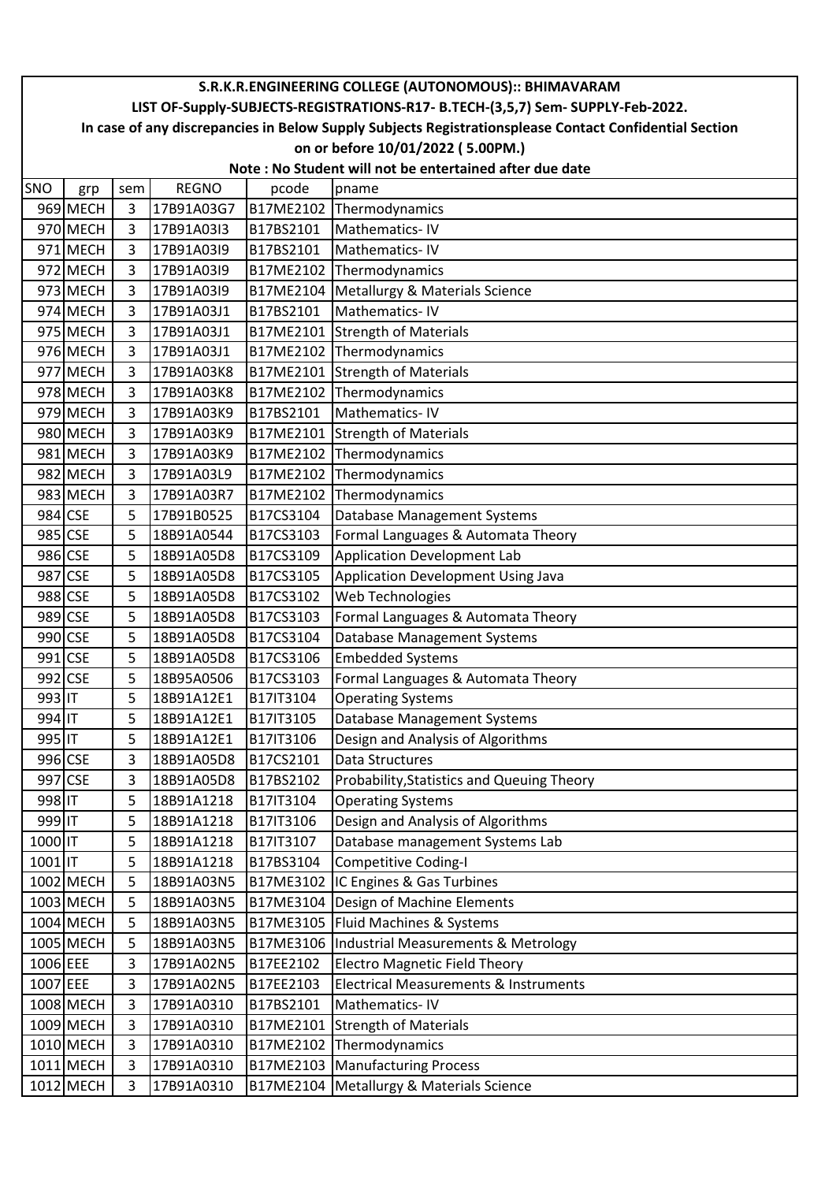# S.R.K.R.ENGINEERING COLLEGE (AUTONOMOUS):: BHIMAVARAM

## LIST OF-Supply-SUBJECTS-REGISTRATIONS-R17- B.TECH-(3,5,7) Sem- SUPPLY-Feb-2022.

**In case of any discrepancies in Below Supply Subjects Registrationsplease Contact Confidential Section on or before 10/01/2022 ( 5.00PM.)**

**Note : No Student will not be entertained after due date**

| SNO | grp | sem | REGNO | pcode | pname |
|---|---|---|---|---|---|
| 969 | MECH | 3 | 17B91A03G7 | B17ME2102 | Thermodynamics |
| 970 | MECH | 3 | 17B91A03I3 | B17BS2101 | Mathematics- IV |
| 971 | MECH | 3 | 17B91A03I9 | B17BS2101 | Mathematics- IV |
| 972 | MECH | 3 | 17B91A03I9 | B17ME2102 | Thermodynamics |
| 973 | MECH | 3 | 17B91A03I9 | B17ME2104 | Metallurgy & Materials Science |
| 974 | MECH | 3 | 17B91A03J1 | B17BS2101 | Mathematics- IV |
| 975 | MECH | 3 | 17B91A03J1 | B17ME2101 | Strength of Materials |
| 976 | MECH | 3 | 17B91A03J1 | B17ME2102 | Thermodynamics |
| 977 | MECH | 3 | 17B91A03K8 | B17ME2101 | Strength of Materials |
| 978 | MECH | 3 | 17B91A03K8 | B17ME2102 | Thermodynamics |
| 979 | MECH | 3 | 17B91A03K9 | B17BS2101 | Mathematics- IV |
| 980 | MECH | 3 | 17B91A03K9 | B17ME2101 | Strength of Materials |
| 981 | MECH | 3 | 17B91A03K9 | B17ME2102 | Thermodynamics |
| 982 | MECH | 3 | 17B91A03L9 | B17ME2102 | Thermodynamics |
| 983 | MECH | 3 | 17B91A03R7 | B17ME2102 | Thermodynamics |
| 984 | CSE | 5 | 17B91B0525 | B17CS3104 | Database Management Systems |
| 985 | CSE | 5 | 18B91A0544 | B17CS3103 | Formal Languages & Automata Theory |
| 986 | CSE | 5 | 18B91A05D8 | B17CS3109 | Application Development Lab |
| 987 | CSE | 5 | 18B91A05D8 | B17CS3105 | Application Development Using Java |
| 988 | CSE | 5 | 18B91A05D8 | B17CS3102 | Web Technologies |
| 989 | CSE | 5 | 18B91A05D8 | B17CS3103 | Formal Languages & Automata Theory |
| 990 | CSE | 5 | 18B91A05D8 | B17CS3104 | Database Management Systems |
| 991 | CSE | 5 | 18B91A05D8 | B17CS3106 | Embedded Systems |
| 992 | CSE | 5 | 18B95A0506 | B17CS3103 | Formal Languages & Automata Theory |
| 993 | IT | 5 | 18B91A12E1 | B17IT3104 | Operating Systems |
| 994 | IT | 5 | 18B91A12E1 | B17IT3105 | Database Management Systems |
| 995 | IT | 5 | 18B91A12E1 | B17IT3106 | Design and Analysis of Algorithms |
| 996 | CSE | 3 | 18B91A05D8 | B17CS2101 | Data Structures |
| 997 | CSE | 3 | 18B91A05D8 | B17BS2102 | Probability,Statistics and Queuing Theory |
| 998 | IT | 5 | 18B91A1218 | B17IT3104 | Operating Systems |
| 999 | IT | 5 | 18B91A1218 | B17IT3106 | Design and Analysis of Algorithms |
| 1000 | IT | 5 | 18B91A1218 | B17IT3107 | Database management Systems Lab |
| 1001 | IT | 5 | 18B91A1218 | B17BS3104 | Competitive Coding-I |
| 1002 | MECH | 5 | 18B91A03N5 | B17ME3102 | IC Engines & Gas Turbines |
| 1003 | MECH | 5 | 18B91A03N5 | B17ME3104 | Design of Machine Elements |
| 1004 | MECH | 5 | 18B91A03N5 | B17ME3105 | Fluid Machines & Systems |
| 1005 | MECH | 5 | 18B91A03N5 | B17ME3106 | Industrial Measurements & Metrology |
| 1006 | EEE | 3 | 17B91A02N5 | B17EE2102 | Electro Magnetic Field Theory |
| 1007 | EEE | 3 | 17B91A02N5 | B17EE2103 | Electrical Measurements & Instruments |
| 1008 | MECH | 3 | 17B91A0310 | B17BS2101 | Mathematics- IV |
| 1009 | MECH | 3 | 17B91A0310 | B17ME2101 | Strength of Materials |
| 1010 | MECH | 3 | 17B91A0310 | B17ME2102 | Thermodynamics |
| 1011 | MECH | 3 | 17B91A0310 | B17ME2103 | Manufacturing Process |
| 1012 | MECH | 3 | 17B91A0310 | B17ME2104 | Metallurgy & Materials Science |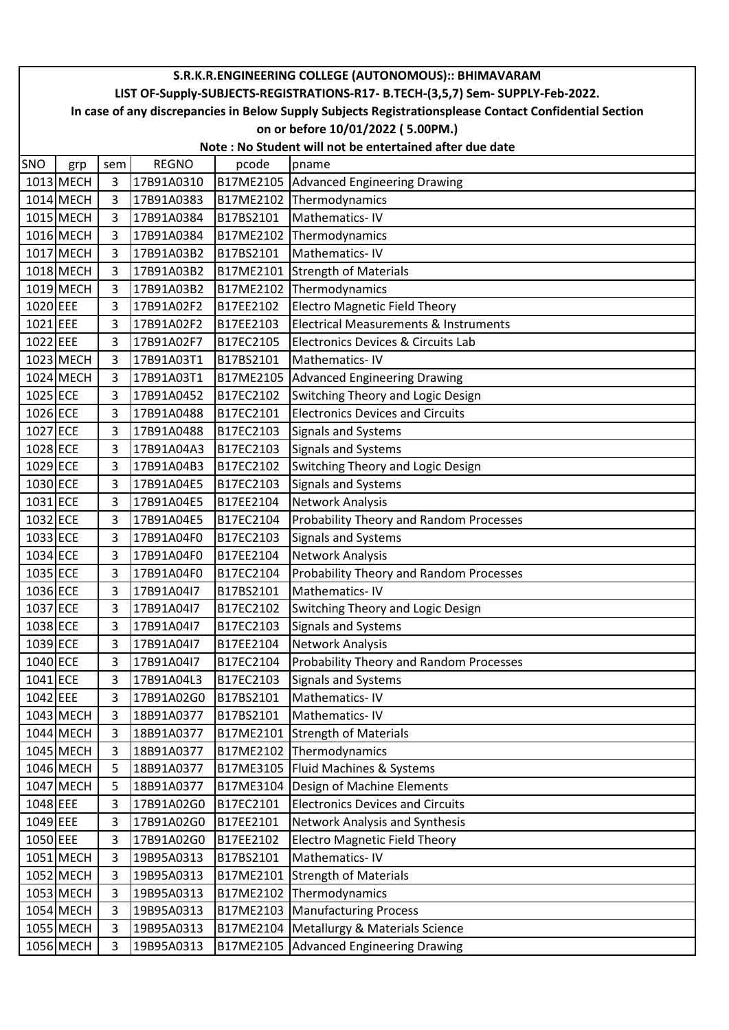# S.R.K.R.ENGINEERING COLLEGE (AUTONOMOUS):: BHIMAVARAM

## LIST OF-Supply-SUBJECTS-REGISTRATIONS-R17- B.TECH-(3,5,7) Sem- SUPPLY-Feb-2022.

**In case of any discrepancies in Below Supply Subjects Registrationsplease Contact Confidential Section on or before 10/01/2022 ( 5.00PM.)**

**Note : No Student will not be entertained after due date**

| SNO | grp | sem | REGNO | pcode | pname |
|---|---|---|---|---|---|
| 1013 | MECH | 3 | 17B91A0310 | B17ME2105 | Advanced Engineering Drawing |
| 1014 | MECH | 3 | 17B91A0383 | B17ME2102 | Thermodynamics |
| 1015 | MECH | 3 | 17B91A0384 | B17BS2101 | Mathematics- IV |
| 1016 | MECH | 3 | 17B91A0384 | B17ME2102 | Thermodynamics |
| 1017 | MECH | 3 | 17B91A03B2 | B17BS2101 | Mathematics- IV |
| 1018 | MECH | 3 | 17B91A03B2 | B17ME2101 | Strength of Materials |
| 1019 | MECH | 3 | 17B91A03B2 | B17ME2102 | Thermodynamics |
| 1020 | EEE | 3 | 17B91A02F2 | B17EE2102 | Electro Magnetic Field Theory |
| 1021 | EEE | 3 | 17B91A02F2 | B17EE2103 | Electrical Measurements & Instruments |
| 1022 | EEE | 3 | 17B91A02F7 | B17EC2105 | Electronics Devices & Circuits Lab |
| 1023 | MECH | 3 | 17B91A03T1 | B17BS2101 | Mathematics- IV |
| 1024 | MECH | 3 | 17B91A03T1 | B17ME2105 | Advanced Engineering Drawing |
| 1025 | ECE | 3 | 17B91A0452 | B17EC2102 | Switching Theory and Logic Design |
| 1026 | ECE | 3 | 17B91A0488 | B17EC2101 | Electronics Devices and Circuits |
| 1027 | ECE | 3 | 17B91A0488 | B17EC2103 | Signals and Systems |
| 1028 | ECE | 3 | 17B91A04A3 | B17EC2103 | Signals and Systems |
| 1029 | ECE | 3 | 17B91A04B3 | B17EC2102 | Switching Theory and Logic Design |
| 1030 | ECE | 3 | 17B91A04E5 | B17EC2103 | Signals and Systems |
| 1031 | ECE | 3 | 17B91A04E5 | B17EE2104 | Network Analysis |
| 1032 | ECE | 3 | 17B91A04E5 | B17EC2104 | Probability Theory and Random Processes |
| 1033 | ECE | 3 | 17B91A04F0 | B17EC2103 | Signals and Systems |
| 1034 | ECE | 3 | 17B91A04F0 | B17EE2104 | Network Analysis |
| 1035 | ECE | 3 | 17B91A04F0 | B17EC2104 | Probability Theory and Random Processes |
| 1036 | ECE | 3 | 17B91A04I7 | B17BS2101 | Mathematics- IV |
| 1037 | ECE | 3 | 17B91A04I7 | B17EC2102 | Switching Theory and Logic Design |
| 1038 | ECE | 3 | 17B91A04I7 | B17EC2103 | Signals and Systems |
| 1039 | ECE | 3 | 17B91A04I7 | B17EE2104 | Network Analysis |
| 1040 | ECE | 3 | 17B91A04I7 | B17EC2104 | Probability Theory and Random Processes |
| 1041 | ECE | 3 | 17B91A04L3 | B17EC2103 | Signals and Systems |
| 1042 | EEE | 3 | 17B91A02G0 | B17BS2101 | Mathematics- IV |
| 1043 | MECH | 3 | 18B91A0377 | B17BS2101 | Mathematics- IV |
| 1044 | MECH | 3 | 18B91A0377 | B17ME2101 | Strength of Materials |
| 1045 | MECH | 3 | 18B91A0377 | B17ME2102 | Thermodynamics |
| 1046 | MECH | 5 | 18B91A0377 | B17ME3105 | Fluid Machines & Systems |
| 1047 | MECH | 5 | 18B91A0377 | B17ME3104 | Design of Machine Elements |
| 1048 | EEE | 3 | 17B91A02G0 | B17EC2101 | Electronics Devices and Circuits |
| 1049 | EEE | 3 | 17B91A02G0 | B17EE2101 | Network Analysis and Synthesis |
| 1050 | EEE | 3 | 17B91A02G0 | B17EE2102 | Electro Magnetic Field Theory |
| 1051 | MECH | 3 | 19B95A0313 | B17BS2101 | Mathematics- IV |
| 1052 | MECH | 3 | 19B95A0313 | B17ME2101 | Strength of Materials |
| 1053 | MECH | 3 | 19B95A0313 | B17ME2102 | Thermodynamics |
| 1054 | MECH | 3 | 19B95A0313 | B17ME2103 | Manufacturing Process |
| 1055 | MECH | 3 | 19B95A0313 | B17ME2104 | Metallurgy & Materials Science |
| 1056 | MECH | 3 | 19B95A0313 | B17ME2105 | Advanced Engineering Drawing |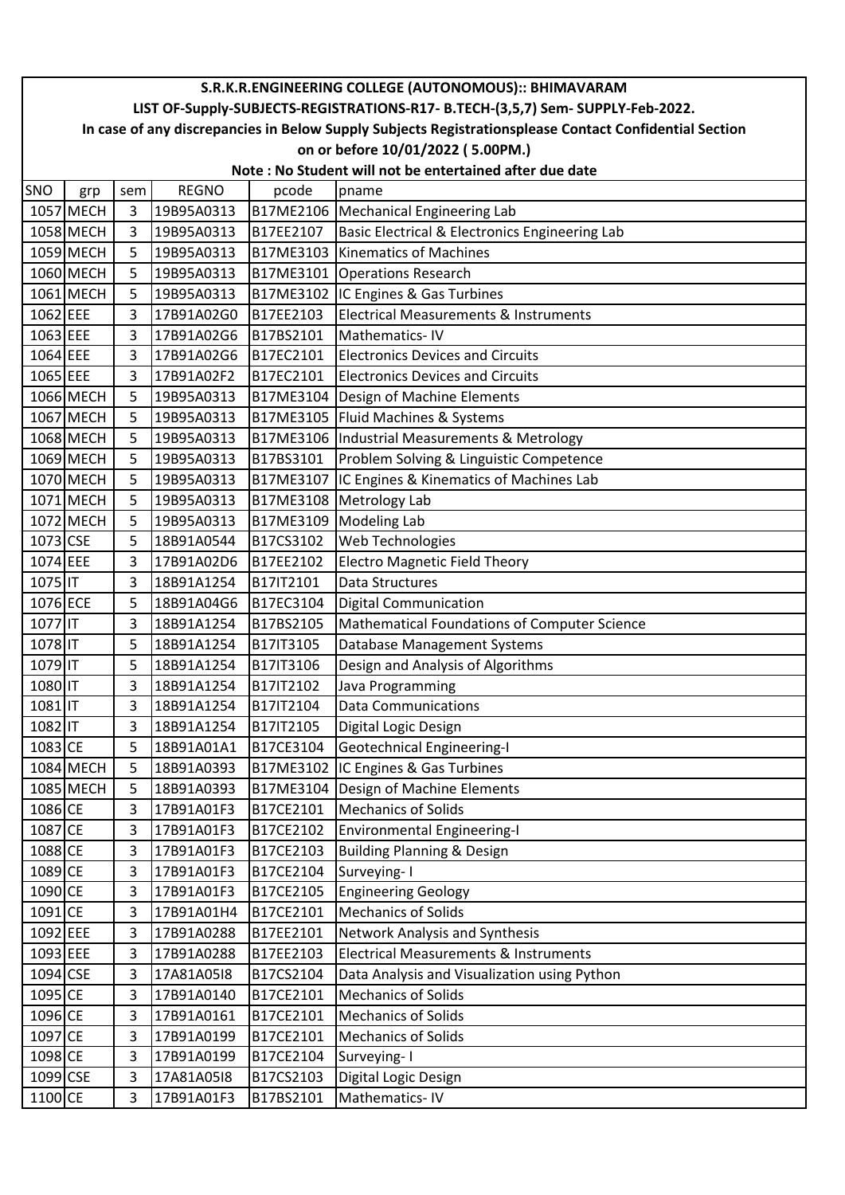**S.R.K.R.ENGINEERING COLLEGE (AUTONOMOUS):: BHIMAVARAM**

**LIST OF-Supply-SUBJECTS-REGISTRATIONS-R17- B.TECH-(3,5,7) Sem- SUPPLY-Feb-2022.**

**In case of any discrepancies in Below Supply Subjects Registrationsplease Contact Confidential Section on or before 10/01/2022 ( 5.00PM.)**

**Note : No Student will not be entertained after due date**

| SNO | grp | sem | REGNO | pcode | pname |
|---|---|---|---|---|---|
| 1057 | MECH | 3 | 19B95A0313 | B17ME2106 | Mechanical Engineering Lab |
| 1058 | MECH | 3 | 19B95A0313 | B17EE2107 | Basic Electrical & Electronics Engineering Lab |
| 1059 | MECH | 5 | 19B95A0313 | B17ME3103 | Kinematics of Machines |
| 1060 | MECH | 5 | 19B95A0313 | B17ME3101 | Operations Research |
| 1061 | MECH | 5 | 19B95A0313 | B17ME3102 | IC Engines & Gas Turbines |
| 1062 | EEE | 3 | 17B91A02G0 | B17EE2103 | Electrical Measurements & Instruments |
| 1063 | EEE | 3 | 17B91A02G6 | B17BS2101 | Mathematics- IV |
| 1064 | EEE | 3 | 17B91A02G6 | B17EC2101 | Electronics Devices and Circuits |
| 1065 | EEE | 3 | 17B91A02F2 | B17EC2101 | Electronics Devices and Circuits |
| 1066 | MECH | 5 | 19B95A0313 | B17ME3104 | Design of Machine Elements |
| 1067 | MECH | 5 | 19B95A0313 | B17ME3105 | Fluid Machines & Systems |
| 1068 | MECH | 5 | 19B95A0313 | B17ME3106 | Industrial Measurements & Metrology |
| 1069 | MECH | 5 | 19B95A0313 | B17BS3101 | Problem Solving & Linguistic Competence |
| 1070 | MECH | 5 | 19B95A0313 | B17ME3107 | IC Engines & Kinematics of Machines Lab |
| 1071 | MECH | 5 | 19B95A0313 | B17ME3108 | Metrology Lab |
| 1072 | MECH | 5 | 19B95A0313 | B17ME3109 | Modeling Lab |
| 1073 | CSE | 5 | 18B91A0544 | B17CS3102 | Web Technologies |
| 1074 | EEE | 3 | 17B91A02D6 | B17EE2102 | Electro Magnetic Field Theory |
| 1075 | IT | 3 | 18B91A1254 | B17IT2101 | Data Structures |
| 1076 | ECE | 5 | 18B91A04G6 | B17EC3104 | Digital Communication |
| 1077 | IT | 3 | 18B91A1254 | B17BS2105 | Mathematical Foundations of Computer Science |
| 1078 | IT | 5 | 18B91A1254 | B17IT3105 | Database Management Systems |
| 1079 | IT | 5 | 18B91A1254 | B17IT3106 | Design and Analysis of Algorithms |
| 1080 | IT | 3 | 18B91A1254 | B17IT2102 | Java Programming |
| 1081 | IT | 3 | 18B91A1254 | B17IT2104 | Data Communications |
| 1082 | IT | 3 | 18B91A1254 | B17IT2105 | Digital Logic Design |
| 1083 | CE | 5 | 18B91A01A1 | B17CE3104 | Geotechnical Engineering-I |
| 1084 | MECH | 5 | 18B91A0393 | B17ME3102 | IC Engines & Gas Turbines |
| 1085 | MECH | 5 | 18B91A0393 | B17ME3104 | Design of Machine Elements |
| 1086 | CE | 3 | 17B91A01F3 | B17CE2101 | Mechanics of Solids |
| 1087 | CE | 3 | 17B91A01F3 | B17CE2102 | Environmental Engineering-I |
| 1088 | CE | 3 | 17B91A01F3 | B17CE2103 | Building Planning & Design |
| 1089 | CE | 3 | 17B91A01F3 | B17CE2104 | Surveying- I |
| 1090 | CE | 3 | 17B91A01F3 | B17CE2105 | Engineering Geology |
| 1091 | CE | 3 | 17B91A01H4 | B17CE2101 | Mechanics of Solids |
| 1092 | EEE | 3 | 17B91A0288 | B17EE2101 | Network Analysis and Synthesis |
| 1093 | EEE | 3 | 17B91A0288 | B17EE2103 | Electrical Measurements & Instruments |
| 1094 | CSE | 3 | 17A81A05I8 | B17CS2104 | Data Analysis and Visualization using Python |
| 1095 | CE | 3 | 17B91A0140 | B17CE2101 | Mechanics of Solids |
| 1096 | CE | 3 | 17B91A0161 | B17CE2101 | Mechanics of Solids |
| 1097 | CE | 3 | 17B91A0199 | B17CE2101 | Mechanics of Solids |
| 1098 | CE | 3 | 17B91A0199 | B17CE2104 | Surveying- I |
| 1099 | CSE | 3 | 17A81A05I8 | B17CS2103 | Digital Logic Design |
| 1100 | CE | 3 | 17B91A01F3 | B17BS2101 | Mathematics- IV |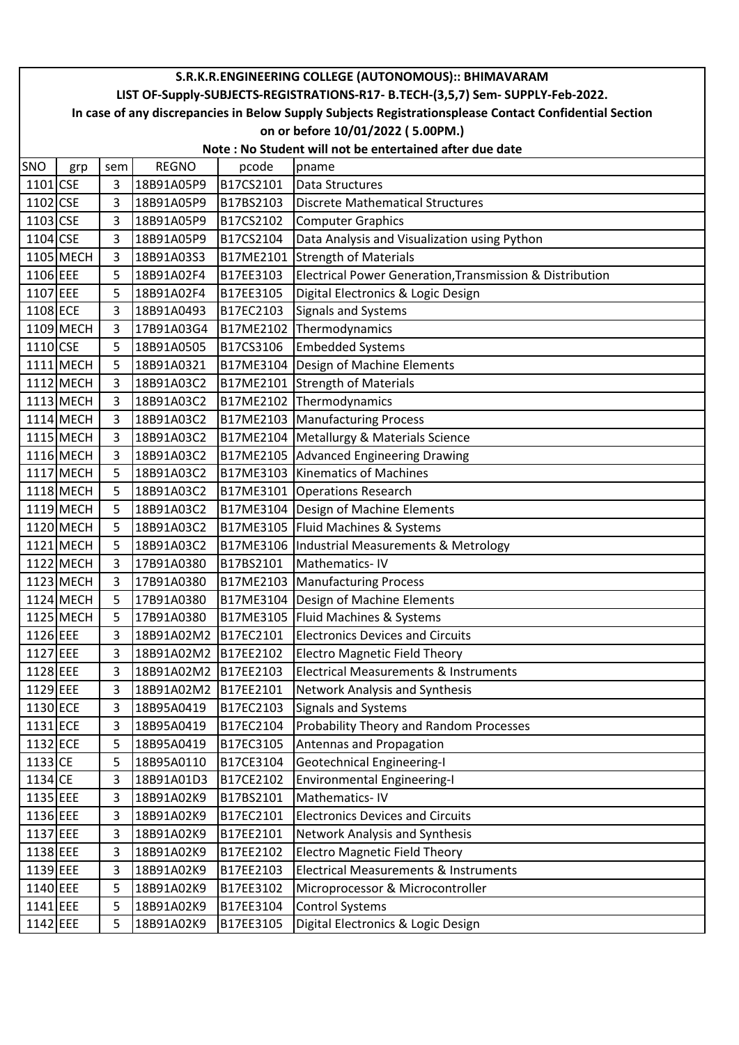# S.R.K.R.ENGINEERING COLLEGE (AUTONOMOUS):: BHIMAVARAM

## LIST OF-Supply-SUBJECTS-REGISTRATIONS-R17- B.TECH-(3,5,7) Sem- SUPPLY-Feb-2022.

**In case of any discrepancies in Below Supply Subjects Registrationsplease Contact Confidential Section on or before 10/01/2022 ( 5.00PM.)**

**Note : No Student will not be entertained after due date**

| SNO | grp | sem | REGNO | pcode | pname |
|---|---|---|---|---|---|
| 1101 | CSE | 3 | 18B91A05P9 | B17CS2101 | Data Structures |
| 1102 | CSE | 3 | 18B91A05P9 | B17BS2103 | Discrete Mathematical Structures |
| 1103 | CSE | 3 | 18B91A05P9 | B17CS2102 | Computer Graphics |
| 1104 | CSE | 3 | 18B91A05P9 | B17CS2104 | Data Analysis and Visualization using Python |
| 1105 | MECH | 3 | 18B91A03S3 | B17ME2101 | Strength of Materials |
| 1106 | EEE | 5 | 18B91A02F4 | B17EE3103 | Electrical Power Generation,Transmission & Distribution |
| 1107 | EEE | 5 | 18B91A02F4 | B17EE3105 | Digital Electronics & Logic Design |
| 1108 | ECE | 3 | 18B91A0493 | B17EC2103 | Signals and Systems |
| 1109 | MECH | 3 | 17B91A03G4 | B17ME2102 | Thermodynamics |
| 1110 | CSE | 5 | 18B91A0505 | B17CS3106 | Embedded Systems |
| 1111 | MECH | 5 | 18B91A0321 | B17ME3104 | Design of Machine Elements |
| 1112 | MECH | 3 | 18B91A03C2 | B17ME2101 | Strength of Materials |
| 1113 | MECH | 3 | 18B91A03C2 | B17ME2102 | Thermodynamics |
| 1114 | MECH | 3 | 18B91A03C2 | B17ME2103 | Manufacturing Process |
| 1115 | MECH | 3 | 18B91A03C2 | B17ME2104 | Metallurgy & Materials Science |
| 1116 | MECH | 3 | 18B91A03C2 | B17ME2105 | Advanced Engineering Drawing |
| 1117 | MECH | 5 | 18B91A03C2 | B17ME3103 | Kinematics of Machines |
| 1118 | MECH | 5 | 18B91A03C2 | B17ME3101 | Operations Research |
| 1119 | MECH | 5 | 18B91A03C2 | B17ME3104 | Design of Machine Elements |
| 1120 | MECH | 5 | 18B91A03C2 | B17ME3105 | Fluid Machines & Systems |
| 1121 | MECH | 5 | 18B91A03C2 | B17ME3106 | Industrial Measurements & Metrology |
| 1122 | MECH | 3 | 17B91A0380 | B17BS2101 | Mathematics- IV |
| 1123 | MECH | 3 | 17B91A0380 | B17ME2103 | Manufacturing Process |
| 1124 | MECH | 5 | 17B91A0380 | B17ME3104 | Design of Machine Elements |
| 1125 | MECH | 5 | 17B91A0380 | B17ME3105 | Fluid Machines & Systems |
| 1126 | EEE | 3 | 18B91A02M2 | B17EC2101 | Electronics Devices and Circuits |
| 1127 | EEE | 3 | 18B91A02M2 | B17EE2102 | Electro Magnetic Field Theory |
| 1128 | EEE | 3 | 18B91A02M2 | B17EE2103 | Electrical Measurements & Instruments |
| 1129 | EEE | 3 | 18B91A02M2 | B17EE2101 | Network Analysis and Synthesis |
| 1130 | ECE | 3 | 18B95A0419 | B17EC2103 | Signals and Systems |
| 1131 | ECE | 3 | 18B95A0419 | B17EC2104 | Probability Theory and Random Processes |
| 1132 | ECE | 5 | 18B95A0419 | B17EC3105 | Antennas and Propagation |
| 1133 | CE | 5 | 18B95A0110 | B17CE3104 | Geotechnical Engineering-I |
| 1134 | CE | 3 | 18B91A01D3 | B17CE2102 | Environmental Engineering-I |
| 1135 | EEE | 3 | 18B91A02K9 | B17BS2101 | Mathematics- IV |
| 1136 | EEE | 3 | 18B91A02K9 | B17EC2101 | Electronics Devices and Circuits |
| 1137 | EEE | 3 | 18B91A02K9 | B17EE2101 | Network Analysis and Synthesis |
| 1138 | EEE | 3 | 18B91A02K9 | B17EE2102 | Electro Magnetic Field Theory |
| 1139 | EEE | 3 | 18B91A02K9 | B17EE2103 | Electrical Measurements & Instruments |
| 1140 | EEE | 5 | 18B91A02K9 | B17EE3102 | Microprocessor & Microcontroller |
| 1141 | EEE | 5 | 18B91A02K9 | B17EE3104 | Control Systems |
| 1142 | EEE | 5 | 18B91A02K9 | B17EE3105 | Digital Electronics & Logic Design |